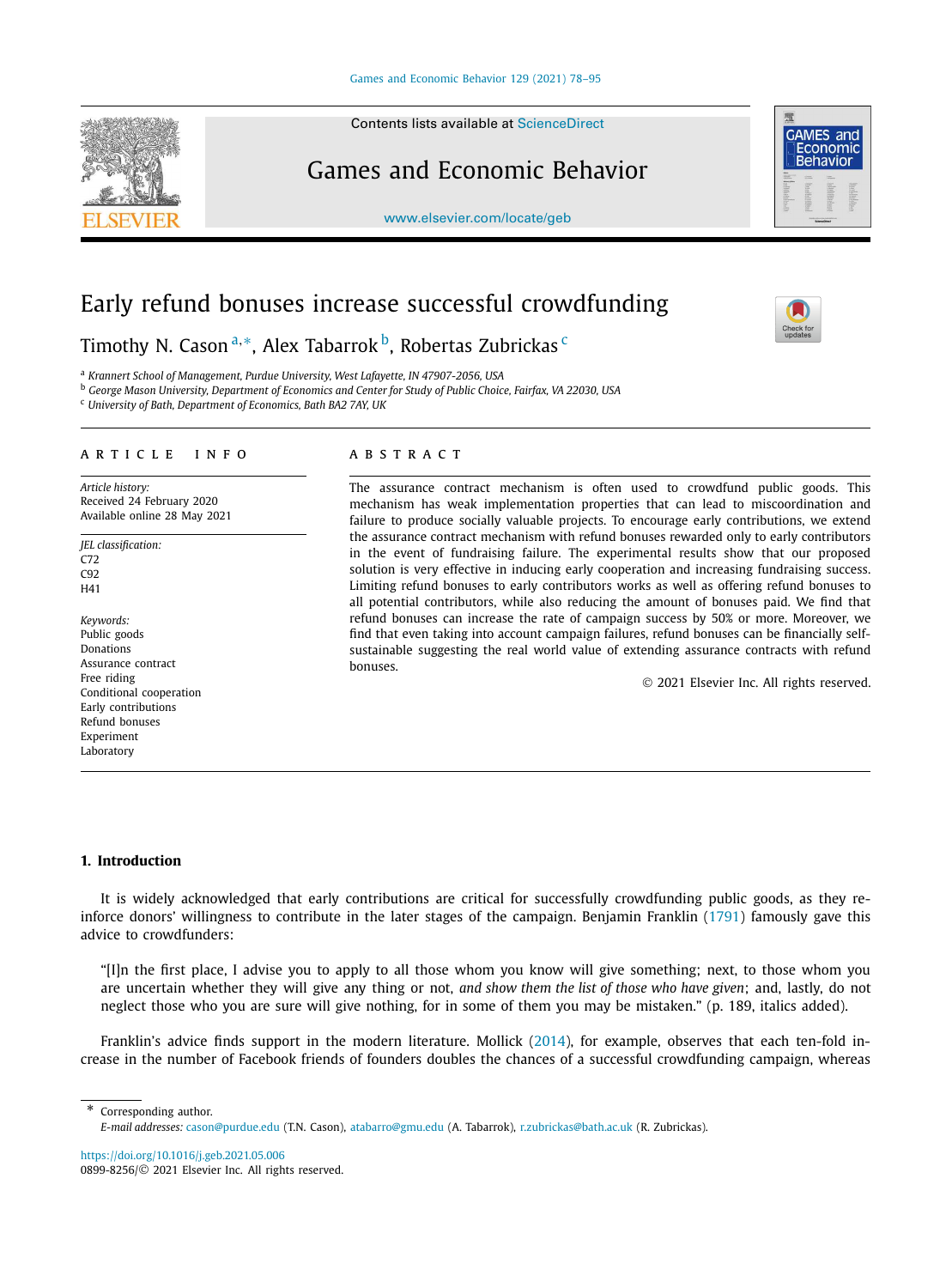# Early refund bonuses increase successful crowdfunding

Timothy N. Cason [a,*], Alex Tabarrok [b], Robertas Zubrickas [c]

[a] Krannert School of Management, Purdue University, West Lafayette, IN 47907-2056, USA
[b] George Mason University, Department of Economics and Center for Study of Public Choice, Fairfax, VA 22030, USA
[c] University of Bath, Department of Economics, Bath BA2 7AY, UK

## ARTICLE INFO

*Article history:*
Received 24 February 2020
Available online 28 May 2021

*JEL classification:*
C72
C92
H41

*Keywords:*
Public goods
Donations
Assurance contract
Free riding
Conditional cooperation
Early contributions
Refund bonuses
Experiment
Laboratory

## ABSTRACT

The assurance contract mechanism is often used to crowdfund public goods. This mechanism has weak implementation properties that can lead to miscoordination and failure to produce socially valuable projects. To encourage early contributions, we extend the assurance contract mechanism with refund bonuses rewarded only to early contributors in the event of fundraising failure. The experimental results show that our proposed solution is very effective in inducing early cooperation and increasing fundraising success. Limiting refund bonuses to early contributors works as well as offering refund bonuses to all potential contributors, while also reducing the amount of bonuses paid. We find that refund bonuses can increase the rate of campaign success by 50% or more. Moreover, we find that even taking into account campaign failures, refund bonuses can be financially self-sustainable suggesting the real world value of extending assurance contracts with refund bonuses.

© 2021 Elsevier Inc. All rights reserved.

## 1. Introduction

It is widely acknowledged that early contributions are critical for successfully crowdfunding public goods, as they reinforce donors' willingness to contribute in the later stages of the campaign. Benjamin Franklin (1791) famously gave this advice to crowdfunders:

"[I]n the first place, I advise you to apply to all those whom you know will give something; next, to those whom you are uncertain whether they will give any thing or not, *and show them the list of those who have given*; and, lastly, do not neglect those who you are sure will give nothing, for in some of them you may be mistaken." (p. 189, italics added).

Franklin's advice finds support in the modern literature. Mollick (2014), for example, observes that each ten-fold increase in the number of Facebook friends of founders doubles the chances of a successful crowdfunding campaign, whereas

---

* Corresponding author.
*E-mail addresses:* cason@purdue.edu (T.N. Cason), atabarro@gmu.edu (A. Tabarrok), r.zubrickas@bath.ac.uk (R. Zubrickas).

https://doi.org/10.1016/j.geb.2021.05.006
0899-8256/© 2021 Elsevier Inc. All rights reserved.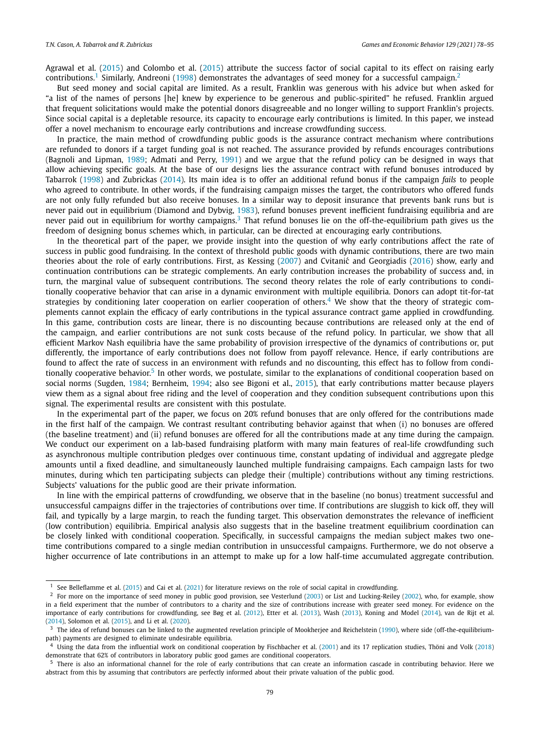Agrawal et al. (2015) and Colombo et al. (2015) attribute the success factor of social capital to its effect on raising early contributions.[1] Similarly, Andreoni (1998) demonstrates the advantages of seed money for a successful campaign.[2]

But seed money and social capital are limited. As a result, Franklin was generous with his advice but when asked for "a list of the names of persons [he] knew by experience to be generous and public-spirited" he refused. Franklin argued that frequent solicitations would make the potential donors disagreeable and no longer willing to support Franklin's projects. Since social capital is a depletable resource, its capacity to encourage early contributions is limited. In this paper, we instead offer a novel mechanism to encourage early contributions and increase crowdfunding success.

In practice, the main method of crowdfunding public goods is the assurance contract mechanism where contributions are refunded to donors if a target funding goal is not reached. The assurance provided by refunds encourages contributions (Bagnoli and Lipman, 1989; Admati and Perry, 1991) and we argue that the refund policy can be designed in ways that allow achieving specific goals. At the base of our designs lies the assurance contract with refund bonuses introduced by Tabarrok (1998) and Zubrickas (2014). Its main idea is to offer an additional refund bonus if the campaign *fails* to people who agreed to contribute. In other words, if the fundraising campaign misses the target, the contributors who offered funds are not only fully refunded but also receive bonuses. In a similar way to deposit insurance that prevents bank runs but is never paid out in equilibrium (Diamond and Dybvig, 1983), refund bonuses prevent inefficient fundraising equilibria and are never paid out in equilibrium for worthy campaigns.[3] That refund bonuses lie on the off-the-equilibrium path gives us the freedom of designing bonus schemes which, in particular, can be directed at encouraging early contributions.

In the theoretical part of the paper, we provide insight into the question of why early contributions affect the rate of success in public good fundraising. In the context of threshold public goods with dynamic contributions, there are two main theories about the role of early contributions. First, as Kessing (2007) and Cvitanić and Georgiadis (2016) show, early and continuation contributions can be strategic complements. An early contribution increases the probability of success and, in turn, the marginal value of subsequent contributions. The second theory relates the role of early contributions to conditionally cooperative behavior that can arise in a dynamic environment with multiple equilibria. Donors can adopt tit-for-tat strategies by conditioning later cooperation on earlier cooperation of others.[4] We show that the theory of strategic complements cannot explain the efficacy of early contributions in the typical assurance contract game applied in crowdfunding. In this game, contribution costs are linear, there is no discounting because contributions are released only at the end of the campaign, and earlier contributions are not sunk costs because of the refund policy. In particular, we show that all efficient Markov Nash equilibria have the same probability of provision irrespective of the dynamics of contributions or, put differently, the importance of early contributions does not follow from payoff relevance. Hence, if early contributions are found to affect the rate of success in an environment with refunds and no discounting, this effect has to follow from conditionally cooperative behavior.[5] In other words, we postulate, similar to the explanations of conditional cooperation based on social norms (Sugden, 1984; Bernheim, 1994; also see Bigoni et al., 2015), that early contributions matter because players view them as a signal about free riding and the level of cooperation and they condition subsequent contributions upon this signal. The experimental results are consistent with this postulate.

In the experimental part of the paper, we focus on 20% refund bonuses that are only offered for the contributions made in the first half of the campaign. We contrast resultant contributing behavior against that when (i) no bonuses are offered (the baseline treatment) and (ii) refund bonuses are offered for all the contributions made at any time during the campaign. We conduct our experiment on a lab-based fundraising platform with many main features of real-life crowdfunding such as asynchronous multiple contribution pledges over continuous time, constant updating of individual and aggregate pledge amounts until a fixed deadline, and simultaneously launched multiple fundraising campaigns. Each campaign lasts for two minutes, during which ten participating subjects can pledge their (multiple) contributions without any timing restrictions. Subjects' valuations for the public good are their private information.

In line with the empirical patterns of crowdfunding, we observe that in the baseline (no bonus) treatment successful and unsuccessful campaigns differ in the trajectories of contributions over time. If contributions are sluggish to kick off, they will fail, and typically by a large margin, to reach the funding target. This observation demonstrates the relevance of inefficient (low contribution) equilibria. Empirical analysis also suggests that in the baseline treatment equilibrium coordination can be closely linked with conditional cooperation. Specifically, in successful campaigns the median subject makes two one-time contributions compared to a single median contribution in unsuccessful campaigns. Furthermore, we do not observe a higher occurrence of late contributions in an attempt to make up for a low half-time accumulated aggregate contribution.

[1] See Belleflamme et al. (2015) and Cai et al. (2021) for literature reviews on the role of social capital in crowdfunding.

[2] For more on the importance of seed money in public good provision, see Vesterlund (2003) or List and Lucking-Reiley (2002), who, for example, show in a field experiment that the number of contributors to a charity and the size of contributions increase with greater seed money. For evidence on the importance of early contributions for crowdfunding, see Bøg et al. (2012), Etter et al. (2013), Wash (2013), Koning and Model (2014), van de Rijt et al. (2014), Solomon et al. (2015), and Li et al. (2020).

[3] The idea of refund bonuses can be linked to the augmented revelation principle of Mookherjee and Reichelstein (1990), where side (off-the-equilibrium-path) payments are designed to eliminate undesirable equilibria.

[4] Using the data from the influential work on conditional cooperation by Fischbacher et al. (2001) and its 17 replication studies, Thöni and Volk (2018) demonstrate that 62% of contributors in laboratory public good games are conditional cooperators.

[5] There is also an informational channel for the role of early contributions that can create an information cascade in contributing behavior. Here we abstract from this by assuming that contributors are perfectly informed about their private valuation of the public good.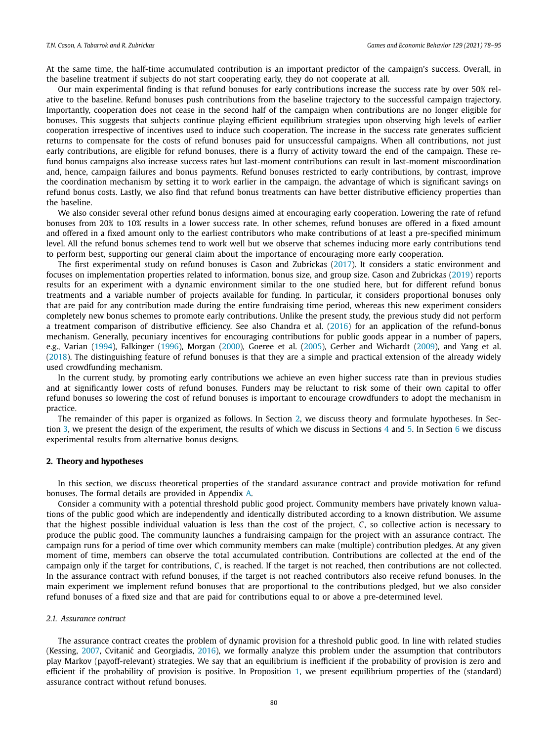At the same time, the half-time accumulated contribution is an important predictor of the campaign's success. Overall, in the baseline treatment if subjects do not start cooperating early, they do not cooperate at all.

Our main experimental finding is that refund bonuses for early contributions increase the success rate by over 50% relative to the baseline. Refund bonuses push contributions from the baseline trajectory to the successful campaign trajectory. Importantly, cooperation does not cease in the second half of the campaign when contributions are no longer eligible for bonuses. This suggests that subjects continue playing efficient equilibrium strategies upon observing high levels of earlier cooperation irrespective of incentives used to induce such cooperation. The increase in the success rate generates sufficient returns to compensate for the costs of refund bonuses paid for unsuccessful campaigns. When all contributions, not just early contributions, are eligible for refund bonuses, there is a flurry of activity toward the end of the campaign. These refund bonus campaigns also increase success rates but last-moment contributions can result in last-moment miscoordination and, hence, campaign failures and bonus payments. Refund bonuses restricted to early contributions, by contrast, improve the coordination mechanism by setting it to work earlier in the campaign, the advantage of which is significant savings on refund bonus costs. Lastly, we also find that refund bonus treatments can have better distributive efficiency properties than the baseline.

We also consider several other refund bonus designs aimed at encouraging early cooperation. Lowering the rate of refund bonuses from 20% to 10% results in a lower success rate. In other schemes, refund bonuses are offered in a fixed amount and offered in a fixed amount only to the earliest contributors who make contributions of at least a pre-specified minimum level. All the refund bonus schemes tend to work well but we observe that schemes inducing more early contributions tend to perform best, supporting our general claim about the importance of encouraging more early cooperation.

The first experimental study on refund bonuses is Cason and Zubrickas (2017). It considers a static environment and focuses on implementation properties related to information, bonus size, and group size. Cason and Zubrickas (2019) reports results for an experiment with a dynamic environment similar to the one studied here, but for different refund bonus treatments and a variable number of projects available for funding. In particular, it considers proportional bonuses only that are paid for any contribution made during the entire fundraising time period, whereas this new experiment considers completely new bonus schemes to promote early contributions. Unlike the present study, the previous study did not perform a treatment comparison of distributive efficiency. See also Chandra et al. (2016) for an application of the refund-bonus mechanism. Generally, pecuniary incentives for encouraging contributions for public goods appear in a number of papers, e.g., Varian (1994), Falkinger (1996), Morgan (2000), Goeree et al. (2005), Gerber and Wichardt (2009), and Yang et al. (2018). The distinguishing feature of refund bonuses is that they are a simple and practical extension of the already widely used crowdfunding mechanism.

In the current study, by promoting early contributions we achieve an even higher success rate than in previous studies and at significantly lower costs of refund bonuses. Funders may be reluctant to risk some of their own capital to offer refund bonuses so lowering the cost of refund bonuses is important to encourage crowdfunders to adopt the mechanism in practice.

The remainder of this paper is organized as follows. In Section 2, we discuss theory and formulate hypotheses. In Section 3, we present the design of the experiment, the results of which we discuss in Sections 4 and 5. In Section 6 we discuss experimental results from alternative bonus designs.

## 2. Theory and hypotheses

In this section, we discuss theoretical properties of the standard assurance contract and provide motivation for refund bonuses. The formal details are provided in Appendix A.

Consider a community with a potential threshold public good project. Community members have privately known valuations of the public good which are independently and identically distributed according to a known distribution. We assume that the highest possible individual valuation is less than the cost of the project, $C$, so collective action is necessary to produce the public good. The community launches a fundraising campaign for the project with an assurance contract. The campaign runs for a period of time over which community members can make (multiple) contribution pledges. At any given moment of time, members can observe the total accumulated contribution. Contributions are collected at the end of the campaign only if the target for contributions, $C$, is reached. If the target is not reached, then contributions are not collected. In the assurance contract with refund bonuses, if the target is not reached contributors also receive refund bonuses. In the main experiment we implement refund bonuses that are proportional to the contributions pledged, but we also consider refund bonuses of a fixed size and that are paid for contributions equal to or above a pre-determined level.

### 2.1. Assurance contract

The assurance contract creates the problem of dynamic provision for a threshold public good. In line with related studies (Kessing, 2007, Cvitanić and Georgiadis, 2016), we formally analyze this problem under the assumption that contributors play Markov (payoff-relevant) strategies. We say that an equilibrium is inefficient if the probability of provision is zero and efficient if the probability of provision is positive. In Proposition 1, we present equilibrium properties of the (standard) assurance contract without refund bonuses.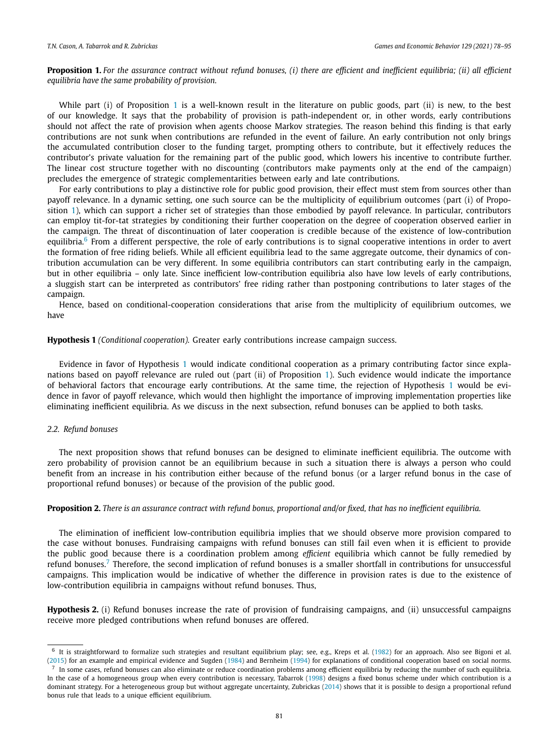**Proposition 1.** *For the assurance contract without refund bonuses, (i) there are efficient and inefficient equilibria; (ii) all efficient equilibria have the same probability of provision.*

While part (i) of Proposition 1 is a well-known result in the literature on public goods, part (ii) is new, to the best of our knowledge. It says that the probability of provision is path-independent or, in other words, early contributions should not affect the rate of provision when agents choose Markov strategies. The reason behind this finding is that early contributions are not sunk when contributions are refunded in the event of failure. An early contribution not only brings the accumulated contribution closer to the funding target, prompting others to contribute, but it effectively reduces the contributor's private valuation for the remaining part of the public good, which lowers his incentive to contribute further. The linear cost structure together with no discounting (contributors make payments only at the end of the campaign) precludes the emergence of strategic complementarities between early and late contributions.

For early contributions to play a distinctive role for public good provision, their effect must stem from sources other than payoff relevance. In a dynamic setting, one such source can be the multiplicity of equilibrium outcomes (part (i) of Proposition 1), which can support a richer set of strategies than those embodied by payoff relevance. In particular, contributors can employ tit-for-tat strategies by conditioning their further cooperation on the degree of cooperation observed earlier in the campaign. The threat of discontinuation of later cooperation is credible because of the existence of low-contribution equilibria.[6] From a different perspective, the role of early contributions is to signal cooperative intentions in order to avert the formation of free riding beliefs. While all efficient equilibria lead to the same aggregate outcome, their dynamics of contribution accumulation can be very different. In some equilibria contributors can start contributing early in the campaign, but in other equilibria – only late. Since inefficient low-contribution equilibria also have low levels of early contributions, a sluggish start can be interpreted as contributors' free riding rather than postponing contributions to later stages of the campaign.

Hence, based on conditional-cooperation considerations that arise from the multiplicity of equilibrium outcomes, we have

**Hypothesis 1** *(Conditional cooperation).* Greater early contributions increase campaign success.

Evidence in favor of Hypothesis 1 would indicate conditional cooperation as a primary contributing factor since explanations based on payoff relevance are ruled out (part (ii) of Proposition 1). Such evidence would indicate the importance of behavioral factors that encourage early contributions. At the same time, the rejection of Hypothesis 1 would be evidence in favor of payoff relevance, which would then highlight the importance of improving implementation properties like eliminating inefficient equilibria. As we discuss in the next subsection, refund bonuses can be applied to both tasks.

### *2.2. Refund bonuses*

The next proposition shows that refund bonuses can be designed to eliminate inefficient equilibria. The outcome with zero probability of provision cannot be an equilibrium because in such a situation there is always a person who could benefit from an increase in his contribution either because of the refund bonus (or a larger refund bonus in the case of proportional refund bonuses) or because of the provision of the public good.

**Proposition 2.** *There is an assurance contract with refund bonus, proportional and/or fixed, that has no inefficient equilibrium.*

The elimination of inefficient low-contribution equilibria implies that we should observe more provision compared to the case without bonuses. Fundraising campaigns with refund bonuses can still fail even when it is efficient to provide the public good because there is a coordination problem among *efficient* equilibria which cannot be fully remedied by refund bonuses.[7] Therefore, the second implication of refund bonuses is a smaller shortfall in contributions for unsuccessful campaigns. This implication would be indicative of whether the difference in provision rates is due to the existence of low-contribution equilibria in campaigns without refund bonuses. Thus,

**Hypothesis 2.** (i) Refund bonuses increase the rate of provision of fundraising campaigns, and (ii) unsuccessful campaigns receive more pledged contributions when refund bonuses are offered.

---

[6] It is straightforward to formalize such strategies and resultant equilibrium play; see, e.g., Kreps et al. (1982) for an approach. Also see Bigoni et al. (2015) for an example and empirical evidence and Sugden (1984) and Bernheim (1994) for explanations of conditional cooperation based on social norms.

[7] In some cases, refund bonuses can also eliminate or reduce coordination problems among efficient equilibria by reducing the number of such equilibria. In the case of a homogeneous group when every contribution is necessary, Tabarrok (1998) designs a fixed bonus scheme under which contribution is a dominant strategy. For a heterogeneous group but without aggregate uncertainty, Zubrickas (2014) shows that it is possible to design a proportional refund bonus rule that leads to a unique efficient equilibrium.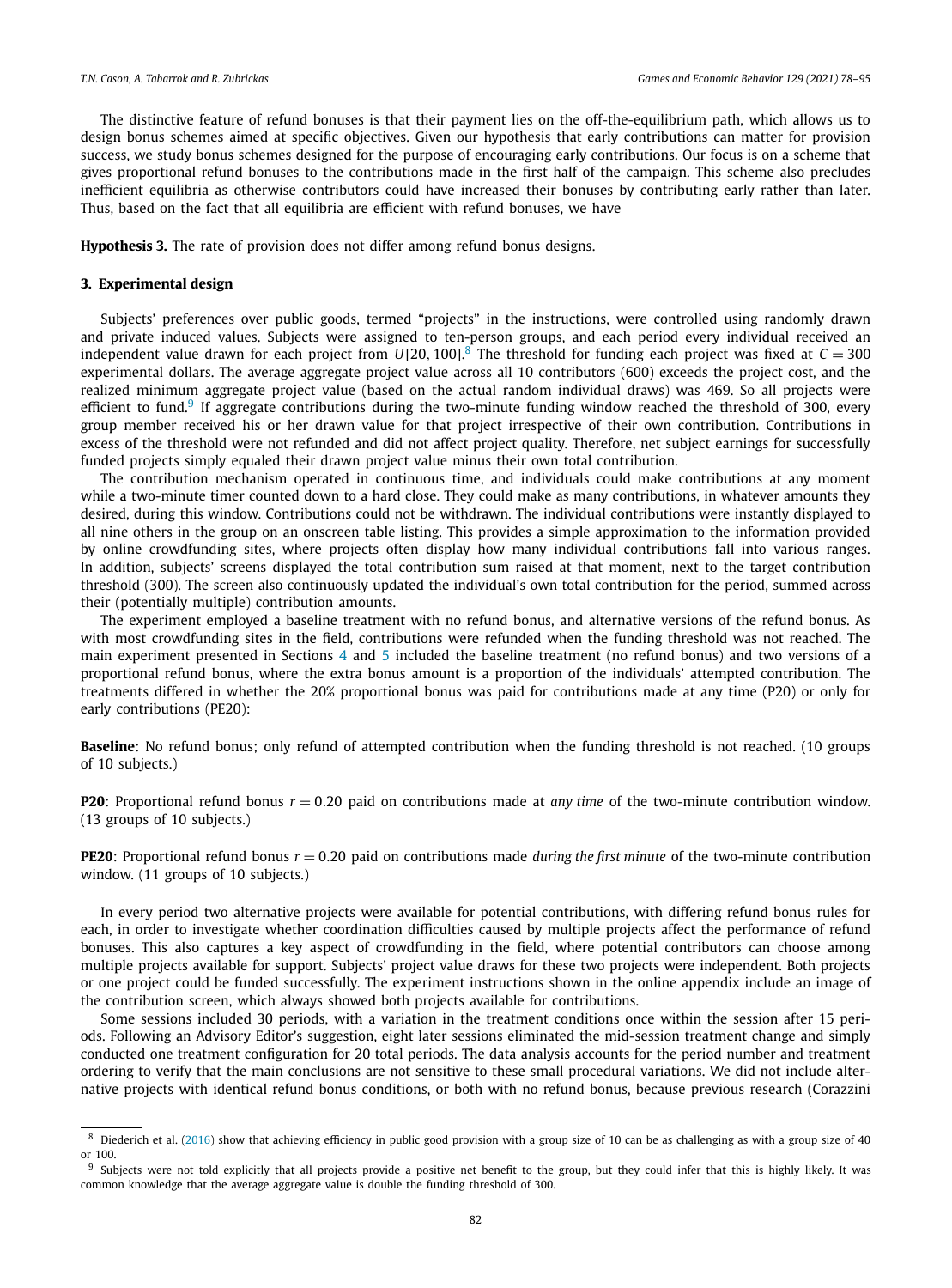The distinctive feature of refund bonuses is that their payment lies on the off-the-equilibrium path, which allows us to design bonus schemes aimed at specific objectives. Given our hypothesis that early contributions can matter for provision success, we study bonus schemes designed for the purpose of encouraging early contributions. Our focus is on a scheme that gives proportional refund bonuses to the contributions made in the first half of the campaign. This scheme also precludes inefficient equilibria as otherwise contributors could have increased their bonuses by contributing early rather than later. Thus, based on the fact that all equilibria are efficient with refund bonuses, we have

**Hypothesis 3.** The rate of provision does not differ among refund bonus designs.

## 3. Experimental design

Subjects' preferences over public goods, termed "projects" in the instructions, were controlled using randomly drawn and private induced values. Subjects were assigned to ten-person groups, and each period every individual received an independent value drawn for each project from $U[20, 100]$.[8] The threshold for funding each project was fixed at $C = 300$ experimental dollars. The average aggregate project value across all 10 contributors (600) exceeds the project cost, and the realized minimum aggregate project value (based on the actual random individual draws) was 469. So all projects were efficient to fund.[9] If aggregate contributions during the two-minute funding window reached the threshold of 300, every group member received his or her drawn value for that project irrespective of their own contribution. Contributions in excess of the threshold were not refunded and did not affect project quality. Therefore, net subject earnings for successfully funded projects simply equaled their drawn project value minus their own total contribution.

The contribution mechanism operated in continuous time, and individuals could make contributions at any moment while a two-minute timer counted down to a hard close. They could make as many contributions, in whatever amounts they desired, during this window. Contributions could not be withdrawn. The individual contributions were instantly displayed to all nine others in the group on an onscreen table listing. This provides a simple approximation to the information provided by online crowdfunding sites, where projects often display how many individual contributions fall into various ranges. In addition, subjects' screens displayed the total contribution sum raised at that moment, next to the target contribution threshold (300). The screen also continuously updated the individual's own total contribution for the period, summed across their (potentially multiple) contribution amounts.

The experiment employed a baseline treatment with no refund bonus, and alternative versions of the refund bonus. As with most crowdfunding sites in the field, contributions were refunded when the funding threshold was not reached. The main experiment presented in Sections 4 and 5 included the baseline treatment (no refund bonus) and two versions of a proportional refund bonus, where the extra bonus amount is a proportion of the individuals' attempted contribution. The treatments differed in whether the 20% proportional bonus was paid for contributions made at any time (P20) or only for early contributions (PE20):

**Baseline**: No refund bonus; only refund of attempted contribution when the funding threshold is not reached. (10 groups of 10 subjects.)

**P20**: Proportional refund bonus $r = 0.20$ paid on contributions made at *any time* of the two-minute contribution window. (13 groups of 10 subjects.)

**PE20**: Proportional refund bonus $r = 0.20$ paid on contributions made *during the first minute* of the two-minute contribution window. (11 groups of 10 subjects.)

In every period two alternative projects were available for potential contributions, with differing refund bonus rules for each, in order to investigate whether coordination difficulties caused by multiple projects affect the performance of refund bonuses. This also captures a key aspect of crowdfunding in the field, where potential contributors can choose among multiple projects available for support. Subjects' project value draws for these two projects were independent. Both projects or one project could be funded successfully. The experiment instructions shown in the online appendix include an image of the contribution screen, which always showed both projects available for contributions.

Some sessions included 30 periods, with a variation in the treatment conditions once within the session after 15 periods. Following an Advisory Editor's suggestion, eight later sessions eliminated the mid-session treatment change and simply conducted one treatment configuration for 20 total periods. The data analysis accounts for the period number and treatment ordering to verify that the main conclusions are not sensitive to these small procedural variations. We did not include alternative projects with identical refund bonus conditions, or both with no refund bonus, because previous research (Corazzini

---

[8] Diederich et al. (2016) show that achieving efficiency in public good provision with a group size of 10 can be as challenging as with a group size of 40 or 100.

[9] Subjects were not told explicitly that all projects provide a positive net benefit to the group, but they could infer that this is highly likely. It was common knowledge that the average aggregate value is double the funding threshold of 300.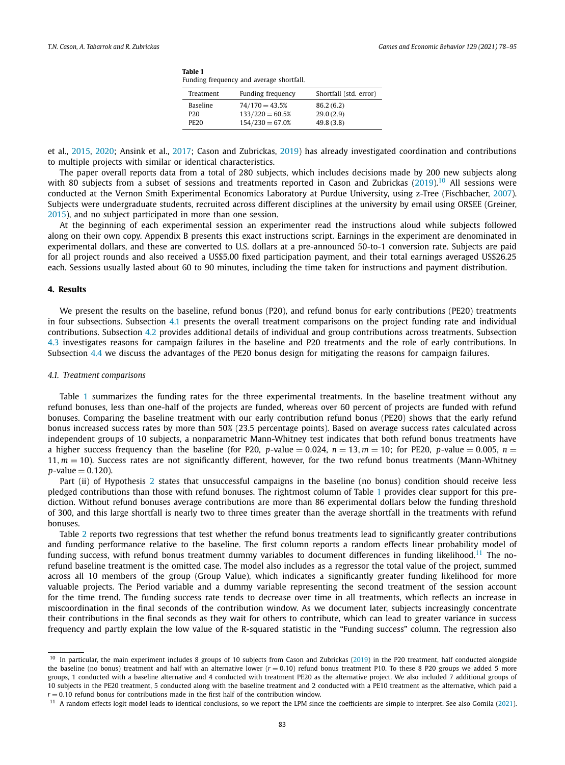**Table 1**
Funding frequency and average shortfall.

| Treatment | Funding frequency | Shortfall (std. error) |
|---|---|---|
| Baseline | 74/170 = 43.5% | 86.2 (6.2) |
| P20 | 133/220 = 60.5% | 29.0 (2.9) |
| PE20 | 154/230 = 67.0% | 49.8 (3.8) |

et al., 2015, 2020; Ansink et al., 2017; Cason and Zubrickas, 2019) has already investigated coordination and contributions to multiple projects with similar or identical characteristics.

The paper overall reports data from a total of 280 subjects, which includes decisions made by 200 new subjects along with 80 subjects from a subset of sessions and treatments reported in Cason and Zubrickas (2019).[10] All sessions were conducted at the Vernon Smith Experimental Economics Laboratory at Purdue University, using z-Tree (Fischbacher, 2007). Subjects were undergraduate students, recruited across different disciplines at the university by email using ORSEE (Greiner, 2015), and no subject participated in more than one session.

At the beginning of each experimental session an experimenter read the instructions aloud while subjects followed along on their own copy. Appendix B presents this exact instructions script. Earnings in the experiment are denominated in experimental dollars, and these are converted to U.S. dollars at a pre-announced 50-to-1 conversion rate. Subjects are paid for all project rounds and also received a US$5.00 fixed participation payment, and their total earnings averaged US$26.25 each. Sessions usually lasted about 60 to 90 minutes, including the time taken for instructions and payment distribution.

## 4. Results

We present the results on the baseline, refund bonus (P20), and refund bonus for early contributions (PE20) treatments in four subsections. Subsection 4.1 presents the overall treatment comparisons on the project funding rate and individual contributions. Subsection 4.2 provides additional details of individual and group contributions across treatments. Subsection 4.3 investigates reasons for campaign failures in the baseline and P20 treatments and the role of early contributions. In Subsection 4.4 we discuss the advantages of the PE20 bonus design for mitigating the reasons for campaign failures.

### *4.1. Treatment comparisons*

Table 1 summarizes the funding rates for the three experimental treatments. In the baseline treatment without any refund bonuses, less than one-half of the projects are funded, whereas over 60 percent of projects are funded with refund bonuses. Comparing the baseline treatment with our early contribution refund bonus (PE20) shows that the early refund bonus increased success rates by more than 50% (23.5 percentage points). Based on average success rates calculated across independent groups of 10 subjects, a nonparametric Mann-Whitney test indicates that both refund bonus treatments have a higher success frequency than the baseline (for P20, $p$-value = 0.024, $n = 13, m = 10$; for PE20, $p$-value = 0.005, $n = 11, m = 10$). Success rates are not significantly different, however, for the two refund bonus treatments (Mann-Whitney $p$-value = 0.120).

Part (ii) of Hypothesis 2 states that unsuccessful campaigns in the baseline (no bonus) condition should receive less pledged contributions than those with refund bonuses. The rightmost column of Table 1 provides clear support for this prediction. Without refund bonuses average contributions are more than 86 experimental dollars below the funding threshold of 300, and this large shortfall is nearly two to three times greater than the average shortfall in the treatments with refund bonuses.

Table 2 reports two regressions that test whether the refund bonus treatments lead to significantly greater contributions and funding performance relative to the baseline. The first column reports a random effects linear probability model of funding success, with refund bonus treatment dummy variables to document differences in funding likelihood.[11] The no-refund baseline treatment is the omitted case. The model also includes as a regressor the total value of the project, summed across all 10 members of the group (Group Value), which indicates a significantly greater funding likelihood for more valuable projects. The Period variable and a dummy variable representing the second treatment of the session account for the time trend. The funding success rate tends to decrease over time in all treatments, which reflects an increase in miscoordination in the final seconds of the contribution window. As we document later, subjects increasingly concentrate their contributions in the final seconds as they wait for others to contribute, which can lead to greater variance in success frequency and partly explain the low value of the R-squared statistic in the "Funding success" column. The regression also

[10] In particular, the main experiment includes 8 groups of 10 subjects from Cason and Zubrickas (2019) in the P20 treatment, half conducted alongside the baseline (no bonus) treatment and half with an alternative lower ($r = 0.10$) refund bonus treatment P10. To these 8 P20 groups we added 5 more groups, 1 conducted with a baseline alternative and 4 conducted with treatment PE20 as the alternative project. We also included 7 additional groups of 10 subjects in the PE20 treatment, 5 conducted along with the baseline treatment and 2 conducted with a PE10 treatment as the alternative, which paid a $r = 0.10$ refund bonus for contributions made in the first half of the contribution window.

[11] A random effects logit model leads to identical conclusions, so we report the LPM since the coefficients are simple to interpret. See also Gomila (2021).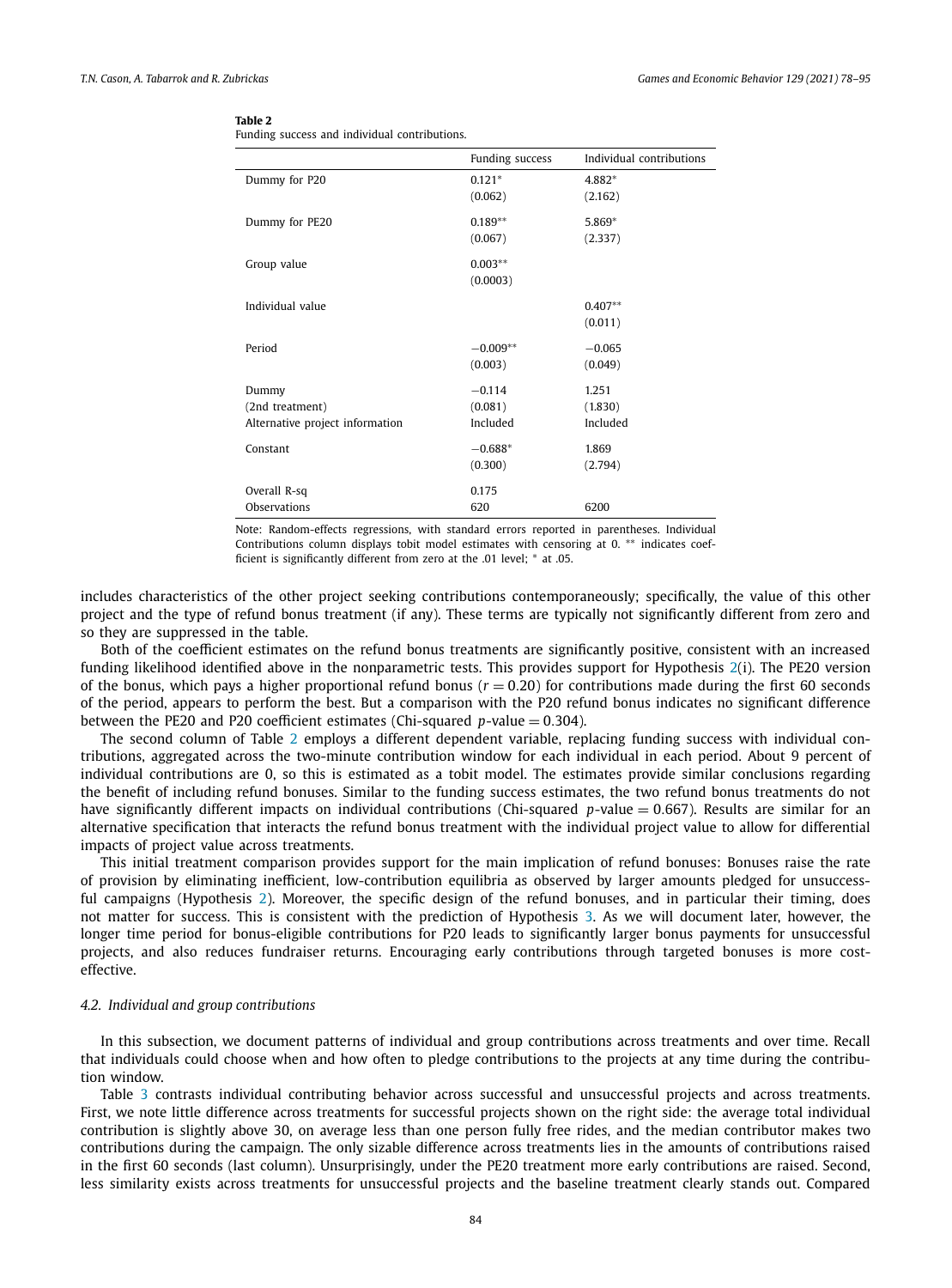**Table 2**
Funding success and individual contributions.

| | Funding success | Individual contributions |
|---|---|---|
| Dummy for P20 | 0.121* | 4.882* |
| | (0.062) | (2.162) |
| Dummy for PE20 | 0.189** | 5.869* |
| | (0.067) | (2.337) |
| Group value | 0.003** | |
| | (0.0003) | |
| Individual value | | 0.407** |
| | | (0.011) |
| Period | −0.009** | −0.065 |
| | (0.003) | (0.049) |
| Dummy | −0.114 | 1.251 |
| (2nd treatment) | (0.081) | (1.830) |
| Alternative project information | Included | Included |
| Constant | −0.688* | 1.869 |
| | (0.300) | (2.794) |
| Overall R-sq | 0.175 | |
| Observations | 620 | 6200 |

Note: Random-effects regressions, with standard errors reported in parentheses. Individual Contributions column displays tobit model estimates with censoring at 0. ** indicates coefficient is significantly different from zero at the .01 level; * at .05.

includes characteristics of the other project seeking contributions contemporaneously; specifically, the value of this other project and the type of refund bonus treatment (if any). These terms are typically not significantly different from zero and so they are suppressed in the table.

Both of the coefficient estimates on the refund bonus treatments are significantly positive, consistent with an increased funding likelihood identified above in the nonparametric tests. This provides support for Hypothesis 2(i). The PE20 version of the bonus, which pays a higher proportional refund bonus ($r = 0.20$) for contributions made during the first 60 seconds of the period, appears to perform the best. But a comparison with the P20 refund bonus indicates no significant difference between the PE20 and P20 coefficient estimates (Chi-squared $p$-value $= 0.304$).

The second column of Table 2 employs a different dependent variable, replacing funding success with individual contributions, aggregated across the two-minute contribution window for each individual in each period. About 9 percent of individual contributions are 0, so this is estimated as a tobit model. The estimates provide similar conclusions regarding the benefit of including refund bonuses. Similar to the funding success estimates, the two refund bonus treatments do not have significantly different impacts on individual contributions (Chi-squared $p$-value $= 0.667$). Results are similar for an alternative specification that interacts the refund bonus treatment with the individual project value to allow for differential impacts of project value across treatments.

This initial treatment comparison provides support for the main implication of refund bonuses: Bonuses raise the rate of provision by eliminating inefficient, low-contribution equilibria as observed by larger amounts pledged for unsuccessful campaigns (Hypothesis 2). Moreover, the specific design of the refund bonuses, and in particular their timing, does not matter for success. This is consistent with the prediction of Hypothesis 3. As we will document later, however, the longer time period for bonus-eligible contributions for P20 leads to significantly larger bonus payments for unsuccessful projects, and also reduces fundraiser returns. Encouraging early contributions through targeted bonuses is more cost-effective.

### *4.2. Individual and group contributions*

In this subsection, we document patterns of individual and group contributions across treatments and over time. Recall that individuals could choose when and how often to pledge contributions to the projects at any time during the contribution window.

Table 3 contrasts individual contributing behavior across successful and unsuccessful projects and across treatments. First, we note little difference across treatments for successful projects shown on the right side: the average total individual contribution is slightly above 30, on average less than one person fully free rides, and the median contributor makes two contributions during the campaign. The only sizable difference across treatments lies in the amounts of contributions raised in the first 60 seconds (last column). Unsurprisingly, under the PE20 treatment more early contributions are raised. Second, less similarity exists across treatments for unsuccessful projects and the baseline treatment clearly stands out. Compared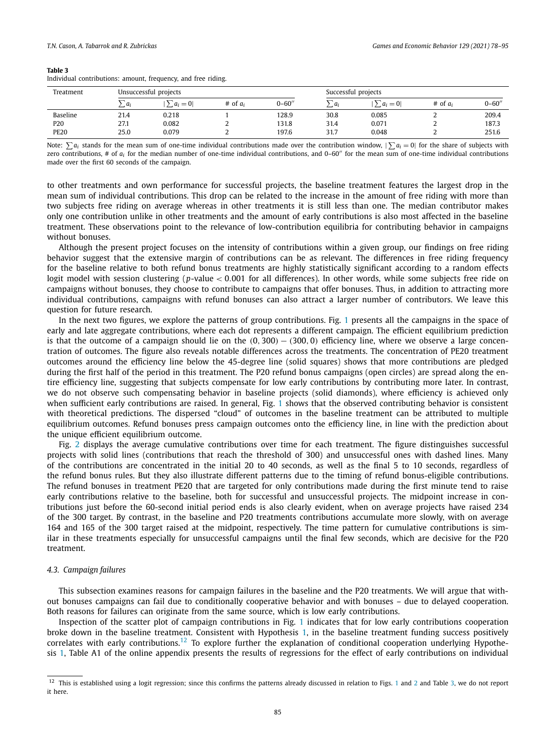**Table 3**
Individual contributions: amount, frequency, and free riding.

| Treatment | Unsuccessful projects | | | | Successful projects | | | |
|---|---|---|---|---|---|---|---|---|
| | $\sum a_i$ | $\vert\sum a_i = 0\vert$ | # of $a_i$ | 0–60″ | $\sum a_i$ | $\vert\sum a_i = 0\vert$ | # of $a_i$ | 0–60″ |
| Baseline | 21.4 | 0.218 | 1 | 128.9 | 30.8 | 0.085 | 2 | 209.4 |
| P20 | 27.1 | 0.082 | 2 | 131.8 | 31.4 | 0.071 | 2 | 187.3 |
| PE20 | 25.0 | 0.079 | 2 | 197.6 | 31.7 | 0.048 | 2 | 251.6 |

Note: $\sum a_i$ stands for the mean sum of one-time individual contributions made over the contribution window, $|\sum a_i = 0|$ for the share of subjects with zero contributions, # of $a_i$ for the median number of one-time individual contributions, and 0–60″ for the mean sum of one-time individual contributions made over the first 60 seconds of the campaign.

to other treatments and own performance for successful projects, the baseline treatment features the largest drop in the mean sum of individual contributions. This drop can be related to the increase in the amount of free riding with more than two subjects free riding on average whereas in other treatments it is still less than one. The median contributor makes only one contribution unlike in other treatments and the amount of early contributions is also most affected in the baseline treatment. These observations point to the relevance of low-contribution equilibria for contributing behavior in campaigns without bonuses.

Although the present project focuses on the intensity of contributions within a given group, our findings on free riding behavior suggest that the extensive margin of contributions can be as relevant. The differences in free riding frequency for the baseline relative to both refund bonus treatments are highly statistically significant according to a random effects logit model with session clustering ($p$-value $< 0.001$ for all differences). In other words, while some subjects free ride on campaigns without bonuses, they choose to contribute to campaigns that offer bonuses. Thus, in addition to attracting more individual contributions, campaigns with refund bonuses can also attract a larger number of contributors. We leave this question for future research.

In the next two figures, we explore the patterns of group contributions. Fig. 1 presents all the campaigns in the space of early and late aggregate contributions, where each dot represents a different campaign. The efficient equilibrium prediction is that the outcome of a campaign should lie on the $(0, 300) - (300, 0)$ efficiency line, where we observe a large concentration of outcomes. The figure also reveals notable differences across the treatments. The concentration of PE20 treatment outcomes around the efficiency line below the 45-degree line (solid squares) shows that more contributions are pledged during the first half of the period in this treatment. The P20 refund bonus campaigns (open circles) are spread along the entire efficiency line, suggesting that subjects compensate for low early contributions by contributing more later. In contrast, we do not observe such compensating behavior in baseline projects (solid diamonds), where efficiency is achieved only when sufficient early contributions are raised. In general, Fig. 1 shows that the observed contributing behavior is consistent with theoretical predictions. The dispersed "cloud" of outcomes in the baseline treatment can be attributed to multiple equilibrium outcomes. Refund bonuses press campaign outcomes onto the efficiency line, in line with the prediction about the unique efficient equilibrium outcome.

Fig. 2 displays the average cumulative contributions over time for each treatment. The figure distinguishes successful projects with solid lines (contributions that reach the threshold of 300) and unsuccessful ones with dashed lines. Many of the contributions are concentrated in the initial 20 to 40 seconds, as well as the final 5 to 10 seconds, regardless of the refund bonus rules. But they also illustrate different patterns due to the timing of refund bonus-eligible contributions. The refund bonuses in treatment PE20 that are targeted for only contributions made during the first minute tend to raise early contributions relative to the baseline, both for successful and unsuccessful projects. The midpoint increase in contributions just before the 60-second initial period ends is also clearly evident, when on average projects have raised 234 of the 300 target. By contrast, in the baseline and P20 treatments contributions accumulate more slowly, with on average 164 and 165 of the 300 target raised at the midpoint, respectively. The time pattern for cumulative contributions is similar in these treatments especially for unsuccessful campaigns until the final few seconds, which are decisive for the P20 treatment.

### 4.3. Campaign failures

This subsection examines reasons for campaign failures in the baseline and the P20 treatments. We will argue that without bonuses campaigns can fail due to conditionally cooperative behavior and with bonuses – due to delayed cooperation. Both reasons for failures can originate from the same source, which is low early contributions.

Inspection of the scatter plot of campaign contributions in Fig. 1 indicates that for low early contributions cooperation broke down in the baseline treatment. Consistent with Hypothesis 1, in the baseline treatment funding success positively correlates with early contributions.[12] To explore further the explanation of conditional cooperation underlying Hypothesis 1, Table A1 of the online appendix presents the results of regressions for the effect of early contributions on individual

[12] This is established using a logit regression; since this confirms the patterns already discussed in relation to Figs. 1 and 2 and Table 3, we do not report it here.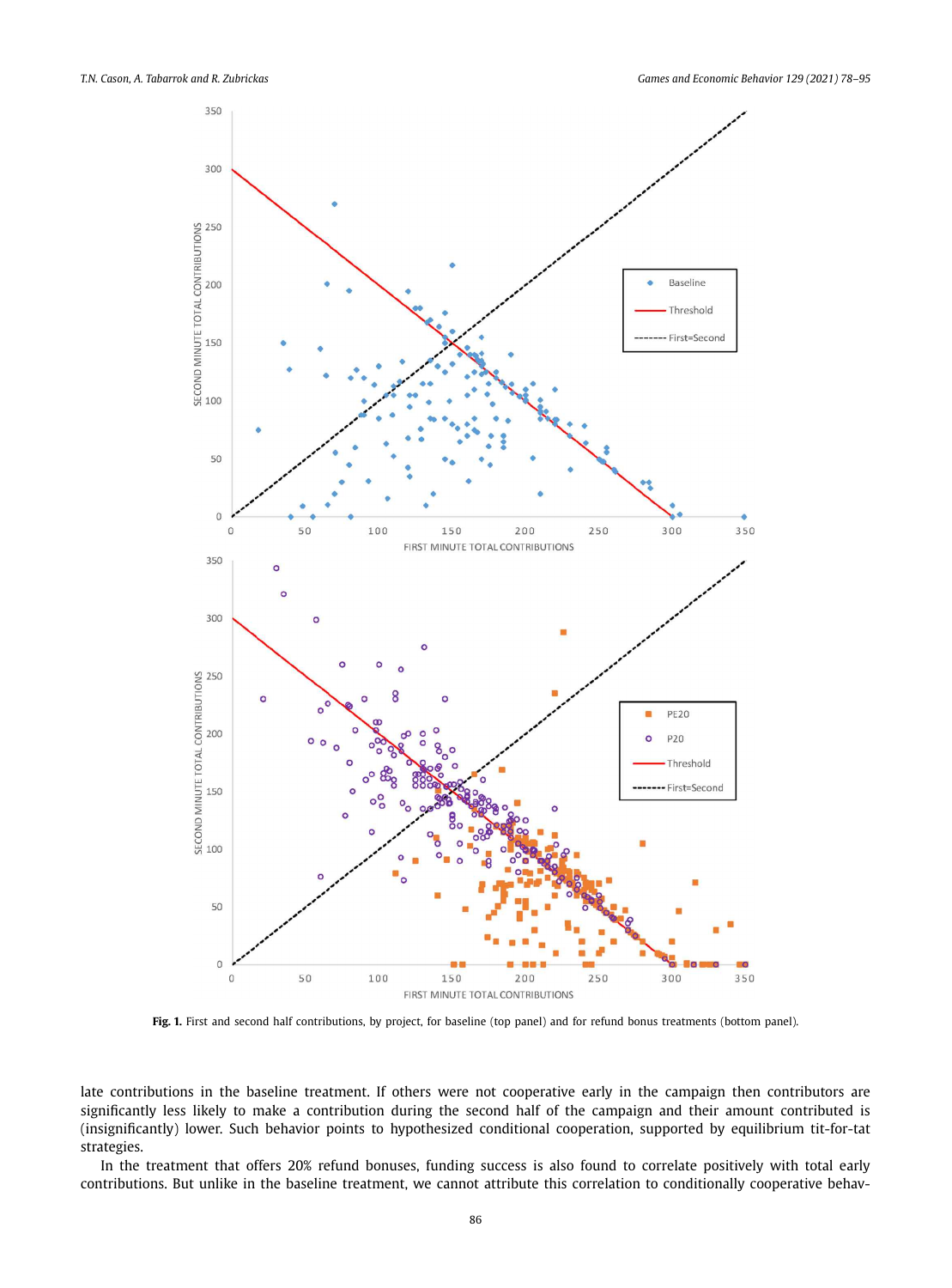Fig. 1. First and second half contributions, by project, for baseline (top panel) and for refund bonus treatments (bottom panel).

late contributions in the baseline treatment. If others were not cooperative early in the campaign then contributors are significantly less likely to make a contribution during the second half of the campaign and their amount contributed is (insignificantly) lower. Such behavior points to hypothesized conditional cooperation, supported by equilibrium tit-for-tat strategies.

In the treatment that offers 20% refund bonuses, funding success is also found to correlate positively with total early contributions. But unlike in the baseline treatment, we cannot attribute this correlation to conditionally cooperative behav-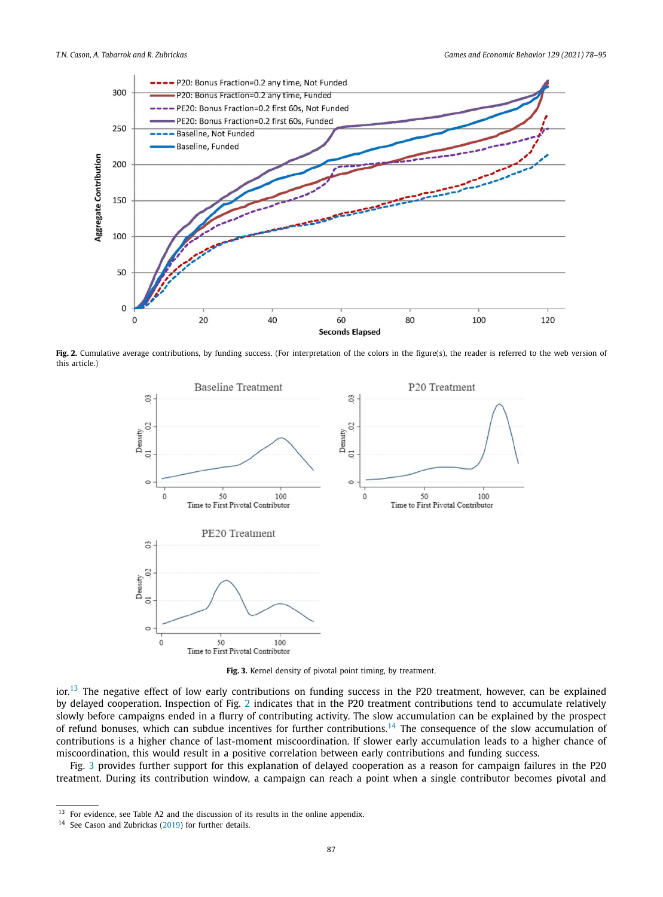**Fig. 2.** Cumulative average contributions, by funding success. (For interpretation of the colors in the figure(s), the reader is referred to the web version of this article.)

**Fig. 3.** Kernel density of pivotal point timing, by treatment.

ior.[13] The negative effect of low early contributions on funding success in the P20 treatment, however, can be explained by delayed cooperation. Inspection of Fig. 2 indicates that in the P20 treatment contributions tend to accumulate relatively slowly before campaigns ended in a flurry of contributing activity. The slow accumulation can be explained by the prospect of refund bonuses, which can subdue incentives for further contributions.[14] The consequence of the slow accumulation of contributions is a higher chance of last-moment miscoordination. If slower early accumulation leads to a higher chance of miscoordination, this would result in a positive correlation between early contributions and funding success.

Fig. 3 provides further support for this explanation of delayed cooperation as a reason for campaign failures in the P20 treatment. During its contribution window, a campaign can reach a point when a single contributor becomes pivotal and

---

[13] For evidence, see Table A2 and the discussion of its results in the online appendix.

[14] See Cason and Zubrickas (2019) for further details.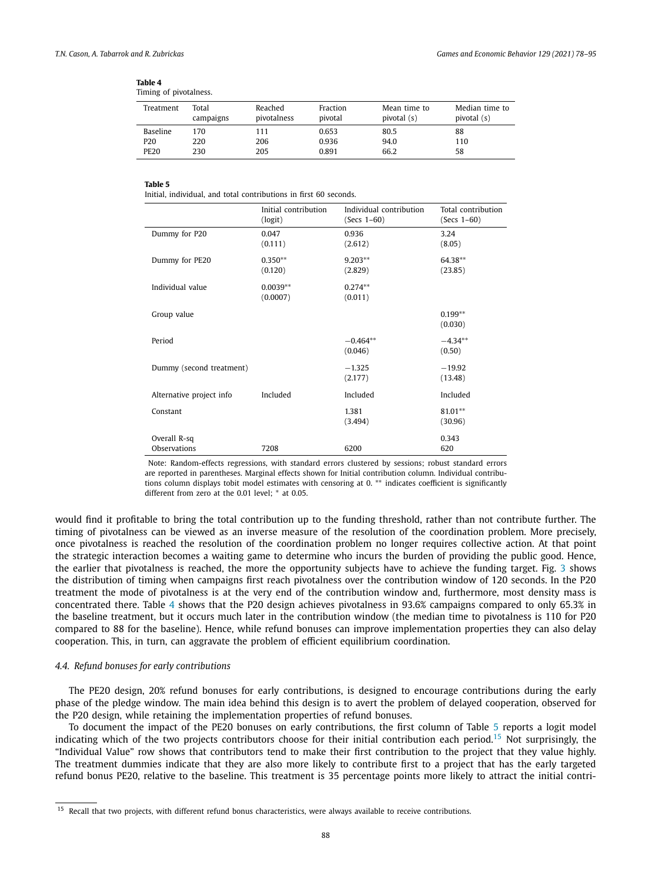**Table 4**
Timing of pivotalness.

| Treatment | Total campaigns | Reached pivotalness | Fraction pivotal | Mean time to pivotal (s) | Median time to pivotal (s) |
|---|---|---|---|---|---|
| Baseline | 170 | 111 | 0.653 | 80.5 | 88 |
| P20 | 220 | 206 | 0.936 | 94.0 | 110 |
| PE20 | 230 | 205 | 0.891 | 66.2 | 58 |

**Table 5**
Initial, individual, and total contributions in first 60 seconds.

| | Initial contribution (logit) | Individual contribution (Secs 1–60) | Total contribution (Secs 1–60) |
|---|---|---|---|
| Dummy for P20 | 0.047 | 0.936 | 3.24 |
| | (0.111) | (2.612) | (8.05) |
| Dummy for PE20 | 0.350** | 9.203** | 64.38** |
| | (0.120) | (2.829) | (23.85) |
| Individual value | 0.0039** | 0.274** | |
| | (0.0007) | (0.011) | |
| Group value | | | 0.199** |
| | | | (0.030) |
| Period | | −0.464** | −4.34** |
| | | (0.046) | (0.50) |
| Dummy (second treatment) | | −1.325 | −19.92 |
| | | (2.177) | (13.48) |
| Alternative project info | Included | Included | Included |
| Constant | | 1.381 | 81.01** |
| | | (3.494) | (30.96) |
| Overall R-sq | | | 0.343 |
| Observations | 7208 | 6200 | 620 |

Note: Random-effects regressions, with standard errors clustered by sessions; robust standard errors are reported in parentheses. Marginal effects shown for Initial contribution column. Individual contributions column displays tobit model estimates with censoring at 0. ** indicates coefficient is significantly different from zero at the 0.01 level; * at 0.05.

would find it profitable to bring the total contribution up to the funding threshold, rather than not contribute further. The timing of pivotalness can be viewed as an inverse measure of the resolution of the coordination problem. More precisely, once pivotalness is reached the resolution of the coordination problem no longer requires collective action. At that point the strategic interaction becomes a waiting game to determine who incurs the burden of providing the public good. Hence, the earlier that pivotalness is reached, the more the opportunity subjects have to achieve the funding target. Fig. 3 shows the distribution of timing when campaigns first reach pivotalness over the contribution window of 120 seconds. In the P20 treatment the mode of pivotalness is at the very end of the contribution window and, furthermore, most density mass is concentrated there. Table 4 shows that the P20 design achieves pivotalness in 93.6% campaigns compared to only 65.3% in the baseline treatment, but it occurs much later in the contribution window (the median time to pivotalness is 110 for P20 compared to 88 for the baseline). Hence, while refund bonuses can improve implementation properties they can also delay cooperation. This, in turn, can aggravate the problem of efficient equilibrium coordination.

### 4.4. Refund bonuses for early contributions

The PE20 design, 20% refund bonuses for early contributions, is designed to encourage contributions during the early phase of the pledge window. The main idea behind this design is to avert the problem of delayed cooperation, observed for the P20 design, while retaining the implementation properties of refund bonuses.

To document the impact of the PE20 bonuses on early contributions, the first column of Table 5 reports a logit model indicating which of the two projects contributors choose for their initial contribution each period.[15] Not surprisingly, the "Individual Value" row shows that contributors tend to make their first contribution to the project that they value highly. The treatment dummies indicate that they are also more likely to contribute first to a project that has the early targeted refund bonus PE20, relative to the baseline. This treatment is 35 percentage points more likely to attract the initial contri-

[15] Recall that two projects, with different refund bonus characteristics, were always available to receive contributions.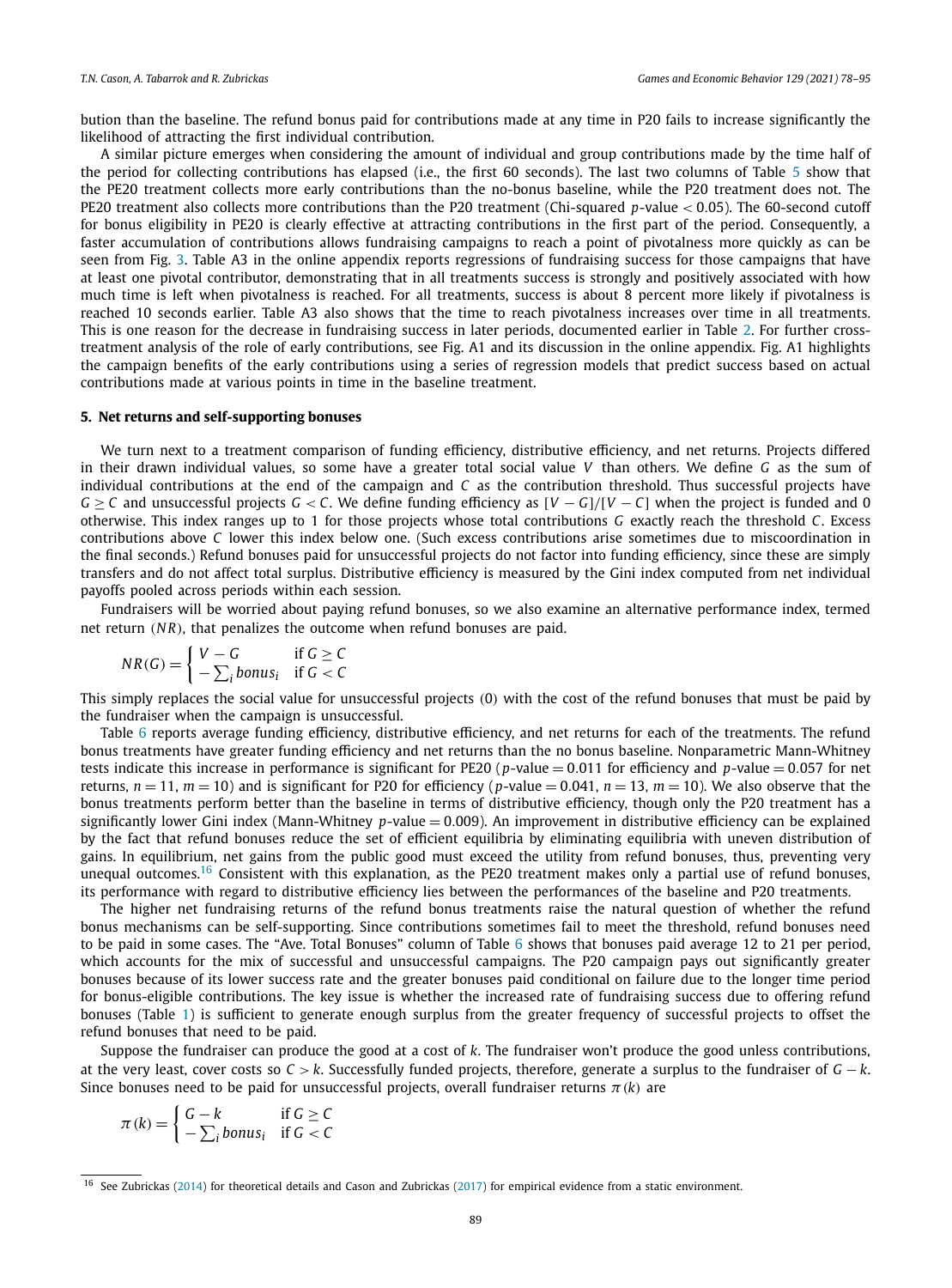bution than the baseline. The refund bonus paid for contributions made at any time in P20 fails to increase significantly the likelihood of attracting the first individual contribution.

A similar picture emerges when considering the amount of individual and group contributions made by the time half of the period for collecting contributions has elapsed (i.e., the first 60 seconds). The last two columns of Table 5 show that the PE20 treatment collects more early contributions than the no-bonus baseline, while the P20 treatment does not. The PE20 treatment also collects more contributions than the P20 treatment (Chi-squared $p$-value $< 0.05$). The 60-second cutoff for bonus eligibility in PE20 is clearly effective at attracting contributions in the first part of the period. Consequently, a faster accumulation of contributions allows fundraising campaigns to reach a point of pivotalness more quickly as can be seen from Fig. 3. Table A3 in the online appendix reports regressions of fundraising success for those campaigns that have at least one pivotal contributor, demonstrating that in all treatments success is strongly and positively associated with how much time is left when pivotalness is reached. For all treatments, success is about 8 percent more likely if pivotalness is reached 10 seconds earlier. Table A3 also shows that the time to reach pivotalness increases over time in all treatments. This is one reason for the decrease in fundraising success in later periods, documented earlier in Table 2. For further cross-treatment analysis of the role of early contributions, see Fig. A1 and its discussion in the online appendix. Fig. A1 highlights the campaign benefits of the early contributions using a series of regression models that predict success based on actual contributions made at various points in time in the baseline treatment.

## 5. Net returns and self-supporting bonuses

We turn next to a treatment comparison of funding efficiency, distributive efficiency, and net returns. Projects differed in their drawn individual values, so some have a greater total social value $V$ than others. We define $G$ as the sum of individual contributions at the end of the campaign and $C$ as the contribution threshold. Thus successful projects have $G \geq C$ and unsuccessful projects $G < C$. We define funding efficiency as $[V - G]/[V - C]$ when the project is funded and 0 otherwise. This index ranges up to 1 for those projects whose total contributions $G$ exactly reach the threshold $C$. Excess contributions above $C$ lower this index below one. (Such excess contributions arise sometimes due to miscoordination in the final seconds.) Refund bonuses paid for unsuccessful projects do not factor into funding efficiency, since these are simply transfers and do not affect total surplus. Distributive efficiency is measured by the Gini index computed from net individual payoffs pooled across periods within each session.

Fundraisers will be worried about paying refund bonuses, so we also examine an alternative performance index, termed net return ($NR$), that penalizes the outcome when refund bonuses are paid.

$$NR(G) = \begin{cases} V - G & \text{if } G \geq C \\ -\sum_i bonus_i & \text{if } G < C \end{cases}$$

This simply replaces the social value for unsuccessful projects (0) with the cost of the refund bonuses that must be paid by the fundraiser when the campaign is unsuccessful.

Table 6 reports average funding efficiency, distributive efficiency, and net returns for each of the treatments. The refund bonus treatments have greater funding efficiency and net returns than the no bonus baseline. Nonparametric Mann-Whitney tests indicate this increase in performance is significant for PE20 ($p$-value $= 0.011$ for efficiency and $p$-value $= 0.057$ for net returns, $n = 11$, $m = 10$) and is significant for P20 for efficiency ($p$-value $= 0.041$, $n = 13$, $m = 10$). We also observe that the bonus treatments perform better than the baseline in terms of distributive efficiency, though only the P20 treatment has a significantly lower Gini index (Mann-Whitney $p$-value $= 0.009$). An improvement in distributive efficiency can be explained by the fact that refund bonuses reduce the set of efficient equilibria by eliminating equilibria with uneven distribution of gains. In equilibrium, net gains from the public good must exceed the utility from refund bonuses, thus, preventing very unequal outcomes.[16] Consistent with this explanation, as the PE20 treatment makes only a partial use of refund bonuses, its performance with regard to distributive efficiency lies between the performances of the baseline and P20 treatments.

The higher net fundraising returns of the refund bonus treatments raise the natural question of whether the refund bonus mechanisms can be self-supporting. Since contributions sometimes fail to meet the threshold, refund bonuses need to be paid in some cases. The "Ave. Total Bonuses" column of Table 6 shows that bonuses paid average 12 to 21 per period, which accounts for the mix of successful and unsuccessful campaigns. The P20 campaign pays out significantly greater bonuses because of its lower success rate and the greater bonuses paid conditional on failure due to the longer time period for bonus-eligible contributions. The key issue is whether the increased rate of fundraising success due to offering refund bonuses (Table 1) is sufficient to generate enough surplus from the greater frequency of successful projects to offset the refund bonuses that need to be paid.

Suppose the fundraiser can produce the good at a cost of $k$. The fundraiser won't produce the good unless contributions, at the very least, cover costs so $C > k$. Successfully funded projects, therefore, generate a surplus to the fundraiser of $G - k$. Since bonuses need to be paid for unsuccessful projects, overall fundraiser returns $\pi(k)$ are

$$\pi(k) = \begin{cases} G - k & \text{if } G \geq C \\ -\sum_i bonus_i & \text{if } G < C \end{cases}$$

---

[16] See Zubrickas (2014) for theoretical details and Cason and Zubrickas (2017) for empirical evidence from a static environment.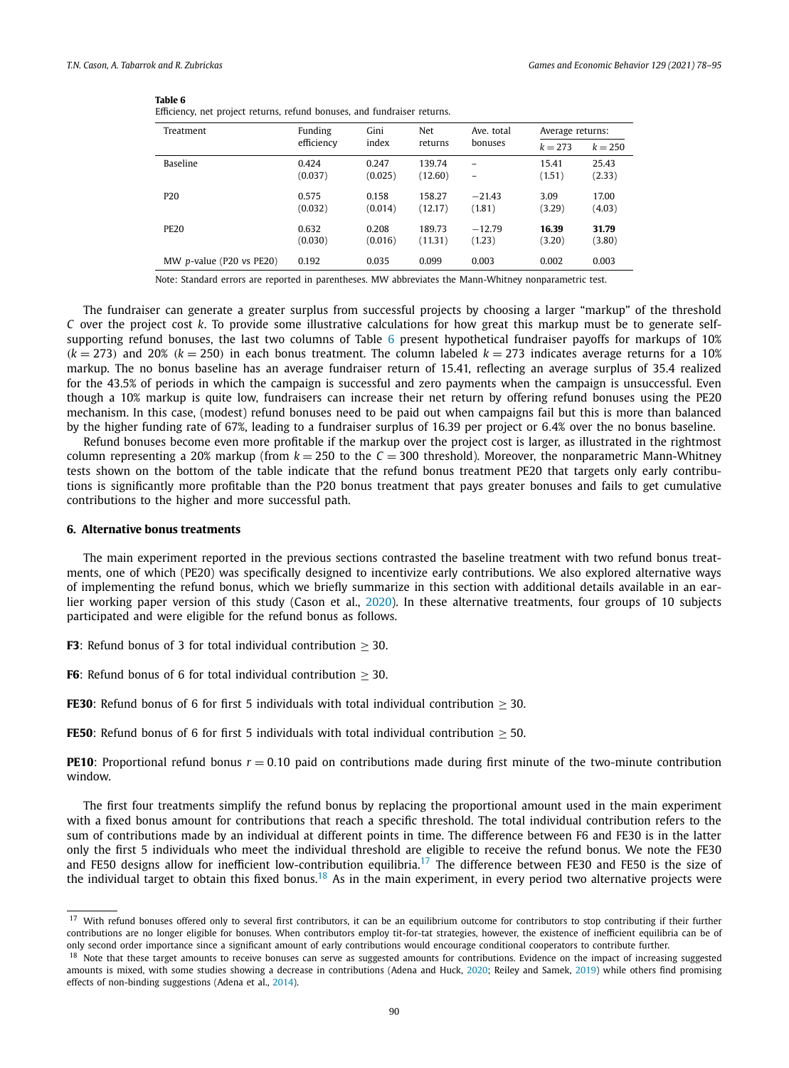**Table 6**
Efficiency, net project returns, refund bonuses, and fundraiser returns.

| Treatment | Funding efficiency | Gini index | Net returns | Ave. total bonuses | Average returns: | |
|---|---|---|---|---|---|---|
| | | | | | $k = 273$ | $k = 250$ |
| Baseline | 0.424 | 0.247 | 139.74 | – | 15.41 | 25.43 |
| | (0.037) | (0.025) | (12.60) | – | (1.51) | (2.33) |
| P20 | 0.575 | 0.158 | 158.27 | −21.43 | 3.09 | 17.00 |
| | (0.032) | (0.014) | (12.17) | (1.81) | (3.29) | (4.03) |
| PE20 | 0.632 | 0.208 | 189.73 | −12.79 | **16.39** | **31.79** |
| | (0.030) | (0.016) | (11.31) | (1.23) | (3.20) | (3.80) |
| MW *p*-value (P20 vs PE20) | 0.192 | 0.035 | 0.099 | 0.003 | 0.002 | 0.003 |

Note: Standard errors are reported in parentheses. MW abbreviates the Mann-Whitney nonparametric test.

The fundraiser can generate a greater surplus from successful projects by choosing a larger "markup" of the threshold $C$ over the project cost $k$. To provide some illustrative calculations for how great this markup must be to generate self-supporting refund bonuses, the last two columns of Table 6 present hypothetical fundraiser payoffs for markups of 10% ($k = 273$) and 20% ($k = 250$) in each bonus treatment. The column labeled $k = 273$ indicates average returns for a 10% markup. The no bonus baseline has an average fundraiser return of 15.41, reflecting an average surplus of 35.4 realized for the 43.5% of periods in which the campaign is successful and zero payments when the campaign is unsuccessful. Even though a 10% markup is quite low, fundraisers can increase their net return by offering refund bonuses using the PE20 mechanism. In this case, (modest) refund bonuses need to be paid out when campaigns fail but this is more than balanced by the higher funding rate of 67%, leading to a fundraiser surplus of 16.39 per project or 6.4% over the no bonus baseline.

Refund bonuses become even more profitable if the markup over the project cost is larger, as illustrated in the rightmost column representing a 20% markup (from $k = 250$ to the $C = 300$ threshold). Moreover, the nonparametric Mann-Whitney tests shown on the bottom of the table indicate that the refund bonus treatment PE20 that targets only early contributions is significantly more profitable than the P20 bonus treatment that pays greater bonuses and fails to get cumulative contributions to the higher and more successful path.

## 6. Alternative bonus treatments

The main experiment reported in the previous sections contrasted the baseline treatment with two refund bonus treatments, one of which (PE20) was specifically designed to incentivize early contributions. We also explored alternative ways of implementing the refund bonus, which we briefly summarize in this section with additional details available in an earlier working paper version of this study (Cason et al., 2020). In these alternative treatments, four groups of 10 subjects participated and were eligible for the refund bonus as follows.

**F3**: Refund bonus of 3 for total individual contribution $\geq 30$.

**F6**: Refund bonus of 6 for total individual contribution $\geq 30$.

**FE30**: Refund bonus of 6 for first 5 individuals with total individual contribution $\geq 30$.

**FE50**: Refund bonus of 6 for first 5 individuals with total individual contribution $\geq 50$.

**PE10**: Proportional refund bonus $r = 0.10$ paid on contributions made during first minute of the two-minute contribution window.

The first four treatments simplify the refund bonus by replacing the proportional amount used in the main experiment with a fixed bonus amount for contributions that reach a specific threshold. The total individual contribution refers to the sum of contributions made by an individual at different points in time. The difference between F6 and FE30 is in the latter only the first 5 individuals who meet the individual threshold are eligible to receive the refund bonus. We note the FE30 and FE50 designs allow for inefficient low-contribution equilibria.[17] The difference between FE30 and FE50 is the size of the individual target to obtain this fixed bonus.[18] As in the main experiment, in every period two alternative projects were

[17] With refund bonuses offered only to several first contributors, it can be an equilibrium outcome for contributors to stop contributing if their further contributions are no longer eligible for bonuses. When contributors employ tit-for-tat strategies, however, the existence of inefficient equilibria can be of only second order importance since a significant amount of early contributions would encourage conditional cooperators to contribute further.

[18] Note that these target amounts to receive bonuses can serve as suggested amounts for contributions. Evidence on the impact of increasing suggested amounts is mixed, with some studies showing a decrease in contributions (Adena and Huck, 2020; Reiley and Samek, 2019) while others find promising effects of non-binding suggestions (Adena et al., 2014).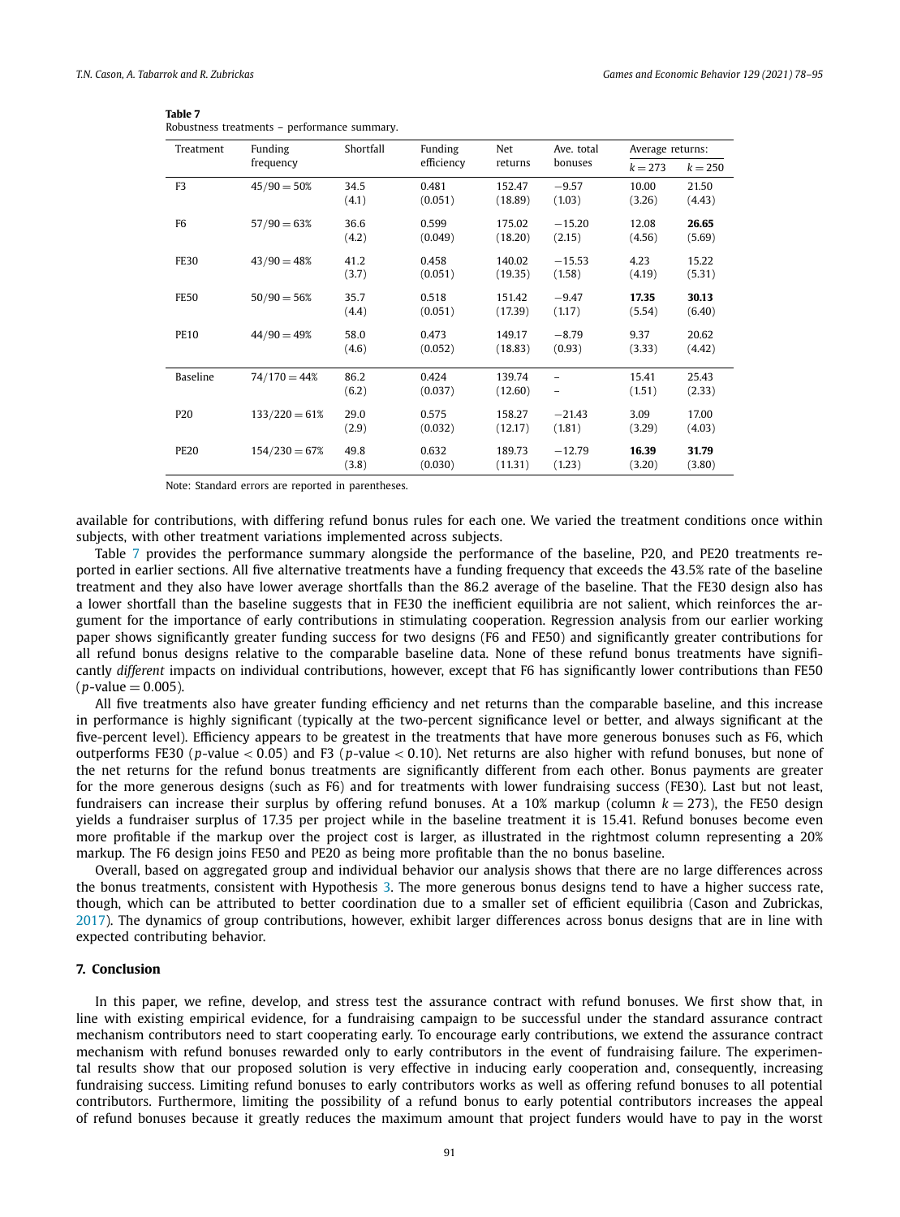**Table 7**
Robustness treatments – performance summary.

| Treatment | Funding frequency | Shortfall | Funding efficiency | Net returns | Ave. total bonuses | Average returns: | |
|---|---|---|---|---|---|---|---|
| | | | | | | $k = 273$ | $k = 250$ |
| F3 | $45/90 = 50\%$ | 34.5 | 0.481 | 152.47 | −9.57 | 10.00 | 21.50 |
| | | (4.1) | (0.051) | (18.89) | (1.03) | (3.26) | (4.43) |
| F6 | $57/90 = 63\%$ | 36.6 | 0.599 | 175.02 | −15.20 | 12.08 | **26.65** |
| | | (4.2) | (0.049) | (18.20) | (2.15) | (4.56) | (5.69) |
| FE30 | $43/90 = 48\%$ | 41.2 | 0.458 | 140.02 | −15.53 | 4.23 | 15.22 |
| | | (3.7) | (0.051) | (19.35) | (1.58) | (4.19) | (5.31) |
| FE50 | $50/90 = 56\%$ | 35.7 | 0.518 | 151.42 | −9.47 | **17.35** | **30.13** |
| | | (4.4) | (0.051) | (17.39) | (1.17) | (5.54) | (6.40) |
| PE10 | $44/90 = 49\%$ | 58.0 | 0.473 | 149.17 | −8.79 | 9.37 | 20.62 |
| | | (4.6) | (0.052) | (18.83) | (0.93) | (3.33) | (4.42) |
| Baseline | $74/170 = 44\%$ | 86.2 | 0.424 | 139.74 | – | 15.41 | 25.43 |
| | | (6.2) | (0.037) | (12.60) | – | (1.51) | (2.33) |
| P20 | $133/220 = 61\%$ | 29.0 | 0.575 | 158.27 | −21.43 | 3.09 | 17.00 |
| | | (2.9) | (0.032) | (12.17) | (1.81) | (3.29) | (4.03) |
| PE20 | $154/230 = 67\%$ | 49.8 | 0.632 | 189.73 | −12.79 | **16.39** | **31.79** |
| | | (3.8) | (0.030) | (11.31) | (1.23) | (3.20) | (3.80) |

Note: Standard errors are reported in parentheses.

available for contributions, with differing refund bonus rules for each one. We varied the treatment conditions once within subjects, with other treatment variations implemented across subjects.

Table 7 provides the performance summary alongside the performance of the baseline, P20, and PE20 treatments reported in earlier sections. All five alternative treatments have a funding frequency that exceeds the 43.5% rate of the baseline treatment and they also have lower average shortfalls than the 86.2 average of the baseline. That the FE30 design also has a lower shortfall than the baseline suggests that in FE30 the inefficient equilibria are not salient, which reinforces the argument for the importance of early contributions in stimulating cooperation. Regression analysis from our earlier working paper shows significantly greater funding success for two designs (F6 and FE50) and significantly greater contributions for all refund bonus designs relative to the comparable baseline data. None of these refund bonus treatments have significantly *different* impacts on individual contributions, however, except that F6 has significantly lower contributions than FE50 ($p$-value $= 0.005$).

All five treatments also have greater funding efficiency and net returns than the comparable baseline, and this increase in performance is highly significant (typically at the two-percent significance level or better, and always significant at the five-percent level). Efficiency appears to be greatest in the treatments that have more generous bonuses such as F6, which outperforms FE30 ($p$-value $< 0.05$) and F3 ($p$-value $< 0.10$). Net returns are also higher with refund bonuses, but none of the net returns for the refund bonus treatments are significantly different from each other. Bonus payments are greater for the more generous designs (such as F6) and for treatments with lower fundraising success (FE30). Last but not least, fundraisers can increase their surplus by offering refund bonuses. At a 10% markup (column $k = 273$), the FE50 design yields a fundraiser surplus of 17.35 per project while in the baseline treatment it is 15.41. Refund bonuses become even more profitable if the markup over the project cost is larger, as illustrated in the rightmost column representing a 20% markup. The F6 design joins FE50 and PE20 as being more profitable than the no bonus baseline.

Overall, based on aggregated group and individual behavior our analysis shows that there are no large differences across the bonus treatments, consistent with Hypothesis 3. The more generous bonus designs tend to have a higher success rate, though, which can be attributed to better coordination due to a smaller set of efficient equilibria (Cason and Zubrickas, 2017). The dynamics of group contributions, however, exhibit larger differences across bonus designs that are in line with expected contributing behavior.

## 7. Conclusion

In this paper, we refine, develop, and stress test the assurance contract with refund bonuses. We first show that, in line with existing empirical evidence, for a fundraising campaign to be successful under the standard assurance contract mechanism contributors need to start cooperating early. To encourage early contributions, we extend the assurance contract mechanism with refund bonuses rewarded only to early contributors in the event of fundraising failure. The experimental results show that our proposed solution is very effective in inducing early cooperation and, consequently, increasing fundraising success. Limiting refund bonuses to early contributors works as well as offering refund bonuses to all potential contributors. Furthermore, limiting the possibility of a refund bonus to early potential contributors increases the appeal of refund bonuses because it greatly reduces the maximum amount that project funders would have to pay in the worst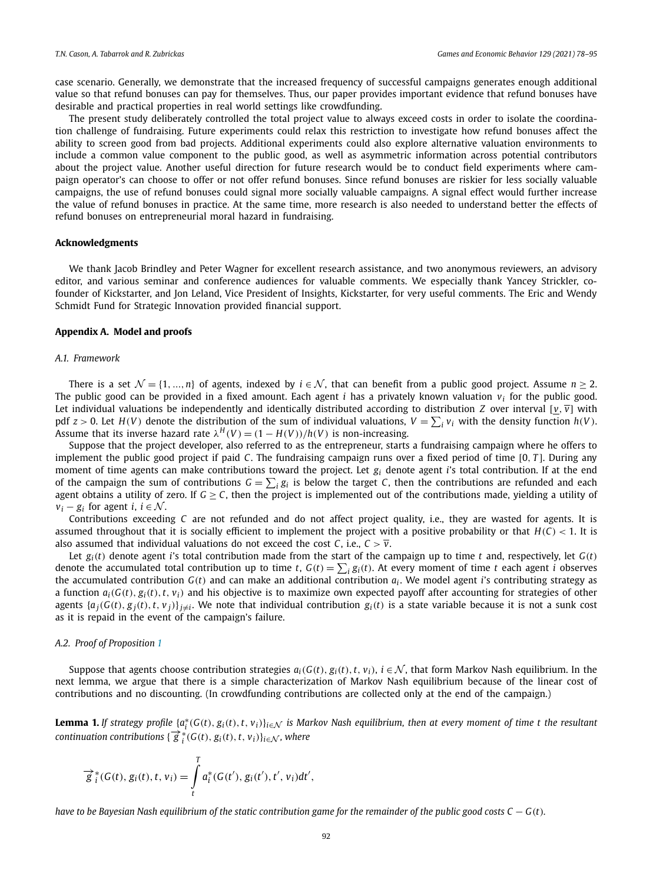case scenario. Generally, we demonstrate that the increased frequency of successful campaigns generates enough additional value so that refund bonuses can pay for themselves. Thus, our paper provides important evidence that refund bonuses have desirable and practical properties in real world settings like crowdfunding.

The present study deliberately controlled the total project value to always exceed costs in order to isolate the coordination challenge of fundraising. Future experiments could relax this restriction to investigate how refund bonuses affect the ability to screen good from bad projects. Additional experiments could also explore alternative valuation environments to include a common value component to the public good, as well as asymmetric information across potential contributors about the project value. Another useful direction for future research would be to conduct field experiments where campaign operator's can choose to offer or not offer refund bonuses. Since refund bonuses are riskier for less socially valuable campaigns, the use of refund bonuses could signal more socially valuable campaigns. A signal effect would further increase the value of refund bonuses in practice. At the same time, more research is also needed to understand better the effects of refund bonuses on entrepreneurial moral hazard in fundraising.

## Acknowledgments

We thank Jacob Brindley and Peter Wagner for excellent research assistance, and two anonymous reviewers, an advisory editor, and various seminar and conference audiences for valuable comments. We especially thank Yancey Strickler, co-founder of Kickstarter, and Jon Leland, Vice President of Insights, Kickstarter, for very useful comments. The Eric and Wendy Schmidt Fund for Strategic Innovation provided financial support.

## Appendix A. Model and proofs

### *A.1. Framework*

There is a set $\mathcal{N} = \{1, \ldots, n\}$ of agents, indexed by $i \in \mathcal{N}$, that can benefit from a public good project. Assume $n \geq 2$. The public good can be provided in a fixed amount. Each agent $i$ has a privately known valuation $v_i$ for the public good. Let individual valuations be independently and identically distributed according to distribution $Z$ over interval $[\underline{v}, \overline{v}]$ with pdf $z > 0$. Let $H(V)$ denote the distribution of the sum of individual valuations, $V = \sum_i v_i$ with the density function $h(V)$. Assume that its inverse hazard rate $\lambda^H(V) = (1 - H(V))/h(V)$ is non-increasing.

Suppose that the project developer, also referred to as the entrepreneur, starts a fundraising campaign where he offers to implement the public good project if paid $C$. The fundraising campaign runs over a fixed period of time $[0, T]$. During any moment of time agents can make contributions toward the project. Let $g_i$ denote agent $i$'s total contribution. If at the end of the campaign the sum of contributions $G = \sum_i g_i$ is below the target $C$, then the contributions are refunded and each agent obtains a utility of zero. If $G \geq C$, then the project is implemented out of the contributions made, yielding a utility of $v_i - g_i$ for agent $i$, $i \in \mathcal{N}$.

Contributions exceeding $C$ are not refunded and do not affect project quality, i.e., they are wasted for agents. It is assumed throughout that it is socially efficient to implement the project with a positive probability or that $H(C) < 1$. It is also assumed that individual valuations do not exceed the cost $C$, i.e., $C > \overline{v}$.

Let $g_i(t)$ denote agent $i$'s total contribution made from the start of the campaign up to time $t$ and, respectively, let $G(t)$ denote the accumulated total contribution up to time $t$, $G(t) = \sum_i g_i(t)$. At every moment of time $t$ each agent $i$ observes the accumulated contribution $G(t)$ and can make an additional contribution $a_i$. We model agent $i$'s contributing strategy as a function $a_i(G(t), g_i(t), t, v_i)$ and his objective is to maximize own expected payoff after accounting for strategies of other agents $\{a_j(G(t), g_j(t), t, v_j)\}_{j \neq i}$. We note that individual contribution $g_i(t)$ is a state variable because it is not a sunk cost as it is repaid in the event of the campaign's failure.

### *A.2. Proof of Proposition 1*

Suppose that agents choose contribution strategies $a_i(G(t), g_i(t), v_i)$, $i \in \mathcal{N}$, that form Markov Nash equilibrium. In the next lemma, we argue that there is a simple characterization of Markov Nash equilibrium because of the linear cost of contributions and no discounting. (In crowdfunding contributions are collected only at the end of the campaign.)

**Lemma 1.** *If strategy profile $\{a_i^*(G(t), g_i(t), t, v_i)\}_{i \in \mathcal{N}}$ is Markov Nash equilibrium, then at every moment of time $t$ the resultant continuation contributions $\{\overrightarrow{g}_i^*(G(t), g_i(t), t, v_i)\}_{i \in \mathcal{N}}$, where*

$$\overrightarrow{g}_i^*(G(t), g_i(t), t, v_i) = \int_t^T a_i^*(G(t'), g_i(t'), t', v_i) dt',$$

*have to be Bayesian Nash equilibrium of the static contribution game for the remainder of the public good costs $C - G(t)$.*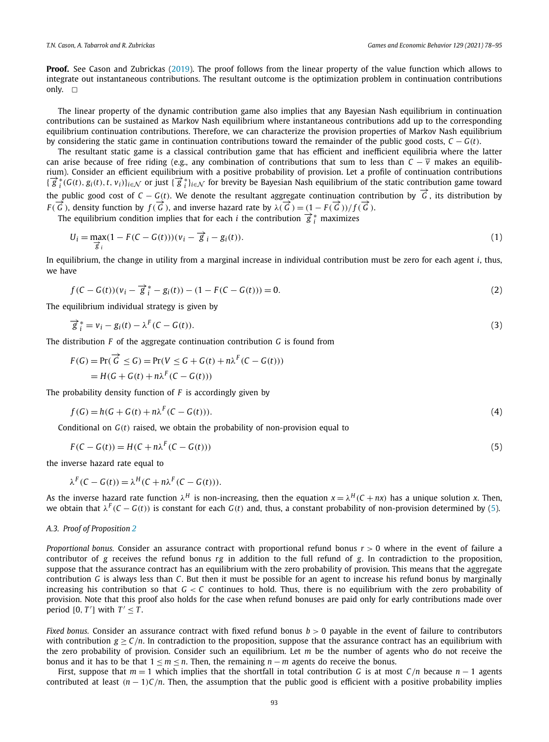**Proof.** See Cason and Zubrickas (2019). The proof follows from the linear property of the value function which allows to integrate out instantaneous contributions. The resultant outcome is the optimization problem in continuation contributions only. □

The linear property of the dynamic contribution game also implies that any Bayesian Nash equilibrium in continuation contributions can be sustained as Markov Nash equilibrium where instantaneous contributions add up to the corresponding equilibrium continuation contributions. Therefore, we can characterize the provision properties of Markov Nash equilibrium by considering the static game in continuation contributions toward the remainder of the public good costs, $C - G(t)$.

The resultant static game is a classical contribution game that has efficient and inefficient equilibria where the latter can arise because of free riding (e.g., any combination of contributions that sum to less than $C - \overline{v}$ makes an equilibrium). Consider an efficient equilibrium with a positive probability of provision. Let a profile of continuation contributions $\{\overrightarrow{g}_i^*(G(t), g_i(t), t, v_i)\}_{i \in \mathcal{N}}$ or just $\{\overrightarrow{g}_i^*\}_{i \in \mathcal{N}}$ for brevity be Bayesian Nash equilibrium of the static contribution game toward the public good cost of $C - G(t)$. We denote the resultant aggregate continuation contribution by $\overrightarrow{G}$, its distribution by $F(\overrightarrow{G})$, density function by $f(\overrightarrow{G})$, and inverse hazard rate by $\lambda(\overrightarrow{G}) = (1 - F(\overrightarrow{G}))/f(\overrightarrow{G})$.

The equilibrium condition implies that for each $i$ the contribution $\overrightarrow{g}_i^*$ maximizes

$$U_i = \max_{\overrightarrow{g}_i} (1 - F(C - G(t)))(v_i - \overrightarrow{g}_i - g_i(t)). \tag{1}$$

In equilibrium, the change in utility from a marginal increase in individual contribution must be zero for each agent $i$, thus, we have

$$f(C - G(t))(v_i - \overrightarrow{g}_i^* - g_i(t)) - (1 - F(C - G(t))) = 0. \tag{2}$$

The equilibrium individual strategy is given by

$$\overrightarrow{g}_i^* = v_i - g_i(t) - \lambda^F(C - G(t)). \tag{3}$$

The distribution $F$ of the aggregate continuation contribution $G$ is found from

$$\begin{aligned} F(G) &= \Pr(\overrightarrow{G} \leq G) = \Pr(V \leq G + G(t) + n\lambda^F(C - G(t))) \\ &= H(G + G(t) + n\lambda^F(C - G(t))) \end{aligned}$$

The probability density function of $F$ is accordingly given by

$$f(G) = h(G + G(t) + n\lambda^F(C - G(t))). \tag{4}$$

Conditional on $G(t)$ raised, we obtain the probability of non-provision equal to

$$F(C - G(t)) = H(C + n\lambda^F(C - G(t))) \tag{5}$$

the inverse hazard rate equal to

$$\lambda^F(C - G(t)) = \lambda^H(C + n\lambda^F(C - G(t))).$$

As the inverse hazard rate function $\lambda^H$ is non-increasing, then the equation $x = \lambda^H(C + nx)$ has a unique solution $x$. Then, we obtain that $\lambda^F(C - G(t))$ is constant for each $G(t)$ and, thus, a constant probability of non-provision determined by (5).

### A.3. Proof of Proposition 2

*Proportional bonus.* Consider an assurance contract with proportional refund bonus $r > 0$ where in the event of failure a contributor of $g$ receives the refund bonus $rg$ in addition to the full refund of $g$. In contradiction to the proposition, suppose that the assurance contract has an equilibrium with the zero probability of provision. This means that the aggregate contribution $G$ is always less than $C$. But then it must be possible for an agent to increase his refund bonus by marginally increasing his contribution so that $G < C$ continues to hold. Thus, there is no equilibrium with the zero probability of provision. Note that this proof also holds for the case when refund bonuses are paid only for early contributions made over period $[0, T']$ with $T' \leq T$.

*Fixed bonus.* Consider an assurance contract with fixed refund bonus $b > 0$ payable in the event of failure to contributors with contribution $g \geq C/n$. In contradiction to the proposition, suppose that the assurance contract has an equilibrium with the zero probability of provision. Consider such an equilibrium. Let $m$ be the number of agents who do not receive the bonus and it has to be that $1 \leq m \leq n$. Then, the remaining $n - m$ agents do receive the bonus.

First, suppose that $m = 1$ which implies that the shortfall in total contribution $G$ is at most $C/n$ because $n - 1$ agents contributed at least $(n - 1)C/n$. Then, the assumption that the public good is efficient with a positive probability implies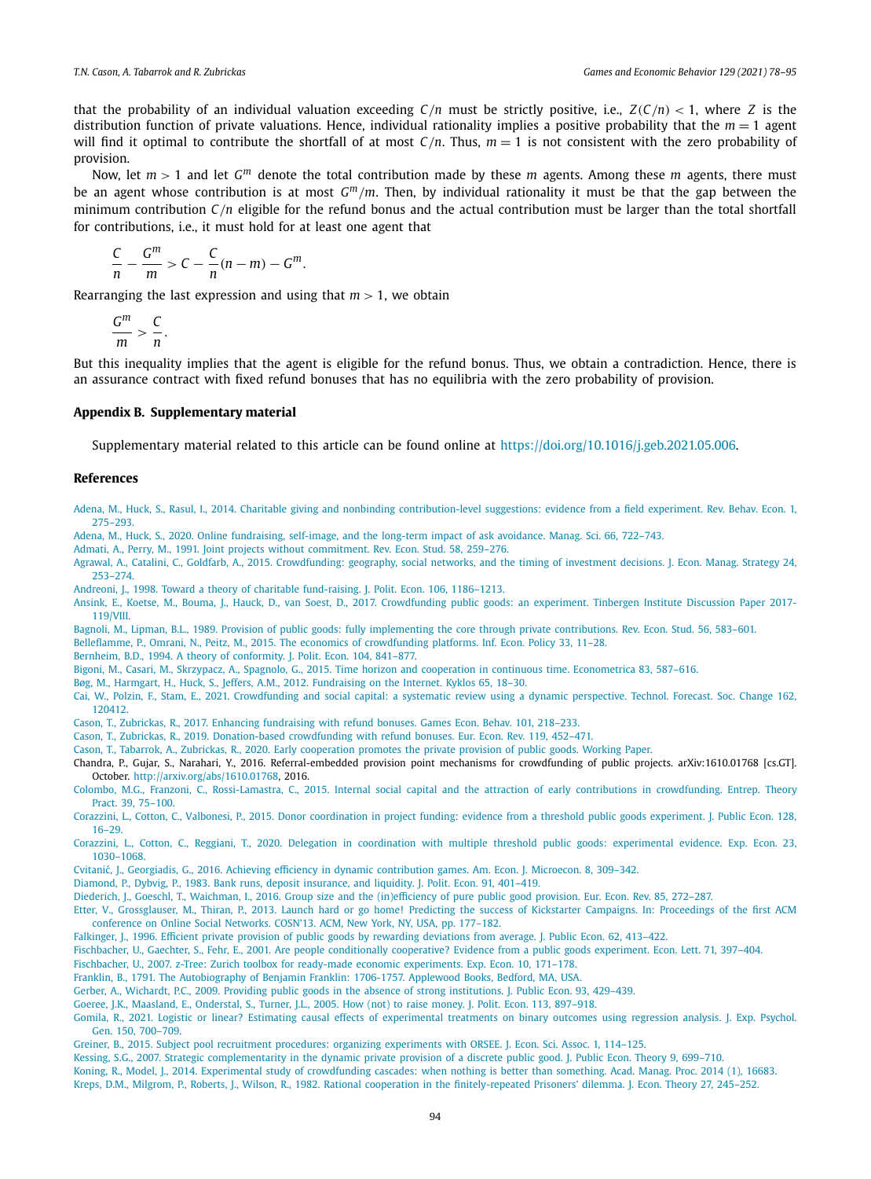that the probability of an individual valuation exceeding $C/n$ must be strictly positive, i.e., $Z(C/n) < 1$, where $Z$ is the distribution function of private valuations. Hence, individual rationality implies a positive probability that the $m = 1$ agent will find it optimal to contribute the shortfall of at most $C/n$. Thus, $m = 1$ is not consistent with the zero probability of provision.

Now, let $m > 1$ and let $G^m$ denote the total contribution made by these $m$ agents. Among these $m$ agents, there must be an agent whose contribution is at most $G^m/m$. Then, by individual rationality it must be that the gap between the minimum contribution $C/n$ eligible for the refund bonus and the actual contribution must be larger than the total shortfall for contributions, i.e., it must hold for at least one agent that

$$\frac{C}{n} - \frac{G^m}{m} > C - \frac{C}{n}(n-m) - G^m.$$

Rearranging the last expression and using that $m > 1$, we obtain

$$\frac{G^m}{m} > \frac{C}{n}.$$

But this inequality implies that the agent is eligible for the refund bonus. Thus, we obtain a contradiction. Hence, there is an assurance contract with fixed refund bonuses that has no equilibria with the zero probability of provision.

## Appendix B. Supplementary material

Supplementary material related to this article can be found online at https://doi.org/10.1016/j.geb.2021.05.006.

## References

Adena, M., Huck, S., Rasul, I., 2014. Charitable giving and nonbinding contribution-level suggestions: evidence from a field experiment. Rev. Behav. Econ. 1, 275–293.

Adena, M., Huck, S., 2020. Online fundraising, self-image, and the long-term impact of ask avoidance. Manag. Sci. 66, 722–743.

Admati, A., Perry, M., 1991. Joint projects without commitment. Rev. Econ. Stud. 58, 259–276.

Agrawal, A., Catalini, C., Goldfarb, A., 2015. Crowdfunding: geography, social networks, and the timing of investment decisions. J. Econ. Manag. Strategy 24, 253–274.

Andreoni, J., 1998. Toward a theory of charitable fund-raising. J. Polit. Econ. 106, 1186–1213.

Ansink, E., Koetse, M., Bouma, J., Hauck, D., van Soest, D., 2017. Crowdfunding public goods: an experiment. Tinbergen Institute Discussion Paper 2017-119/VIII.

Bagnoli, M., Lipman, B.L., 1989. Provision of public goods: fully implementing the core through private contributions. Rev. Econ. Stud. 56, 583–601.

Belleflamme, P., Omrani, N., Peitz, M., 2015. The economics of crowdfunding platforms. Inf. Econ. Policy 33, 11–28.

Bernheim, B.D., 1994. A theory of conformity. J. Polit. Econ. 104, 841–877.

Bigoni, M., Casari, M., Skrzypacz, A., Spagnolo, G., 2015. Time horizon and cooperation in continuous time. Econometrica 83, 587–616.

Bøg, M., Harmgart, H., Huck, S., Jeffers, A.M., 2012. Fundraising on the Internet. Kyklos 65, 18–30.

Cai, W., Polzin, F., Stam, E., 2021. Crowdfunding and social capital: a systematic review using a dynamic perspective. Technol. Forecast. Soc. Change 162, 120412.

Cason, T., Zubrickas, R., 2017. Enhancing fundraising with refund bonuses. Games Econ. Behav. 101, 218–233.

Cason, T., Zubrickas, R., 2019. Donation-based crowdfunding with refund bonuses. Eur. Econ. Rev. 119, 452–471.

Cason, T., Tabarrok, A., Zubrickas, R., 2020. Early cooperation promotes the private provision of public goods. Working Paper.

Chandra, P., Gujar, S., Narahari, Y., 2016. Referral-embedded provision point mechanisms for crowdfunding of public projects. arXiv:1610.01768 [cs.GT]. October. http://arxiv.org/abs/1610.01768, 2016.

Colombo, M.G., Franzoni, C., Rossi-Lamastra, C., 2015. Internal social capital and the attraction of early contributions in crowdfunding. Entrep. Theory Pract. 39, 75–100.

Corazzini, L., Cotton, C., Valbonesi, P., 2015. Donor coordination in project funding: evidence from a threshold public goods experiment. J. Public Econ. 128, 16–29.

Corazzini, L., Cotton, C., Reggiani, T., 2020. Delegation in coordination with multiple threshold public goods: experimental evidence. Exp. Econ. 23, 1030–1068.

Cvitanić, J., Georgiadis, G., 2016. Achieving efficiency in dynamic contribution games. Am. Econ. J. Microecon. 8, 309–342.

Diamond, P., Dybvig, P., 1983. Bank runs, deposit insurance, and liquidity. J. Polit. Econ. 91, 401–419.

Diederich, J., Goeschl, T., Waichman, I., 2016. Group size and the (in)efficiency of pure public good provision. Eur. Econ. Rev. 85, 272–287.

Etter, V., Grossglauser, M., Thiran, P., 2013. Launch hard or go home! Predicting the success of Kickstarter Campaigns. In: Proceedings of the first ACM conference on Online Social Networks. COSN'13. ACM, New York, NY, USA, pp. 177–182.

Falkinger, J., 1996. Efficient private provision of public goods by rewarding deviations from average. J. Public Econ. 62, 413–422.

Fischbacher, U., Gaechter, S., Fehr, E., 2001. Are people conditionally cooperative? Evidence from a public goods experiment. Econ. Lett. 71, 397–404.

Fischbacher, U., 2007. z-Tree: Zurich toolbox for ready-made economic experiments. Exp. Econ. 10, 171–178.

Franklin, B., 1791. The Autobiography of Benjamin Franklin: 1706-1757. Applewood Books, Bedford, MA, USA.

Gerber, A., Wichardt, P.C., 2009. Providing public goods in the absence of strong institutions. J. Public Econ. 93, 429–439.

Goeree, J.K., Maasland, E., Onderstal, S., Turner, J.L., 2005. How (not) to raise money. J. Polit. Econ. 113, 897–918.

Gomila, R., 2021. Logistic or linear? Estimating causal effects of experimental treatments on binary outcomes using regression analysis. J. Exp. Psychol. Gen. 150, 700–709.

Greiner, B., 2015. Subject pool recruitment procedures: organizing experiments with ORSEE. J. Econ. Sci. Assoc. 1, 114–125.

Kessing, S.G., 2007. Strategic complementarity in the dynamic private provision of a discrete public good. J. Public Econ. Theory 9, 699–710.

Koning, R., Model, J., 2014. Experimental study of crowdfunding cascades: when nothing is better than something. Acad. Manag. Proc. 2014 (1), 16683.

Kreps, D.M., Milgrom, P., Roberts, J., Wilson, R., 1982. Rational cooperation in the finitely-repeated Prisoners' dilemma. J. Econ. Theory 27, 245–252.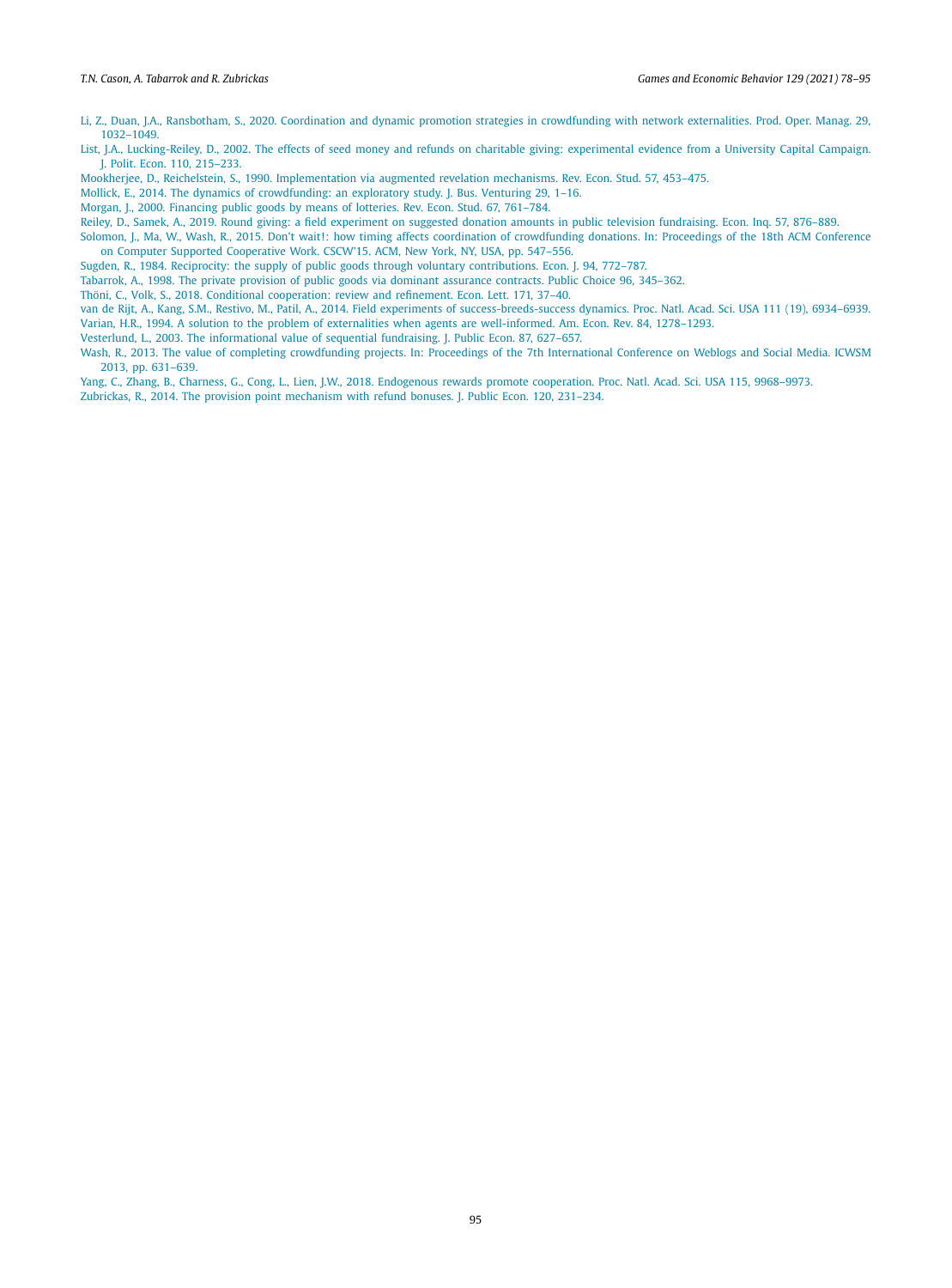Li, Z., Duan, J.A., Ransbotham, S., 2020. Coordination and dynamic promotion strategies in crowdfunding with network externalities. Prod. Oper. Manag. 29, 1032–1049.

List, J.A., Lucking-Reiley, D., 2002. The effects of seed money and refunds on charitable giving: experimental evidence from a University Capital Campaign. J. Polit. Econ. 110, 215–233.

Mookherjee, D., Reichelstein, S., 1990. Implementation via augmented revelation mechanisms. Rev. Econ. Stud. 57, 453–475.

Mollick, E., 2014. The dynamics of crowdfunding: an exploratory study. J. Bus. Venturing 29, 1–16.

Morgan, J., 2000. Financing public goods by means of lotteries. Rev. Econ. Stud. 67, 761–784.

Reiley, D., Samek, A., 2019. Round giving: a field experiment on suggested donation amounts in public television fundraising. Econ. Inq. 57, 876–889.

Solomon, J., Ma, W., Wash, R., 2015. Don't wait!: how timing affects coordination of crowdfunding donations. In: Proceedings of the 18th ACM Conference on Computer Supported Cooperative Work. CSCW'15. ACM, New York, NY, USA, pp. 547–556.

Sugden, R., 1984. Reciprocity: the supply of public goods through voluntary contributions. Econ. J. 94, 772–787.

Tabarrok, A., 1998. The private provision of public goods via dominant assurance contracts. Public Choice 96, 345–362.

Thöni, C., Volk, S., 2018. Conditional cooperation: review and refinement. Econ. Lett. 171, 37–40.

van de Rijt, A., Kang, S.M., Restivo, M., Patil, A., 2014. Field experiments of success-breeds-success dynamics. Proc. Natl. Acad. Sci. USA 111 (19), 6934–6939.

Varian, H.R., 1994. A solution to the problem of externalities when agents are well-informed. Am. Econ. Rev. 84, 1278–1293.

Vesterlund, L., 2003. The informational value of sequential fundraising. J. Public Econ. 87, 627–657.

Wash, R., 2013. The value of completing crowdfunding projects. In: Proceedings of the 7th International Conference on Weblogs and Social Media. ICWSM 2013, pp. 631–639.

Yang, C., Zhang, B., Charness, G., Cong, L., Lien, J.W., 2018. Endogenous rewards promote cooperation. Proc. Natl. Acad. Sci. USA 115, 9968–9973.

Zubrickas, R., 2014. The provision point mechanism with refund bonuses. J. Public Econ. 120, 231–234.